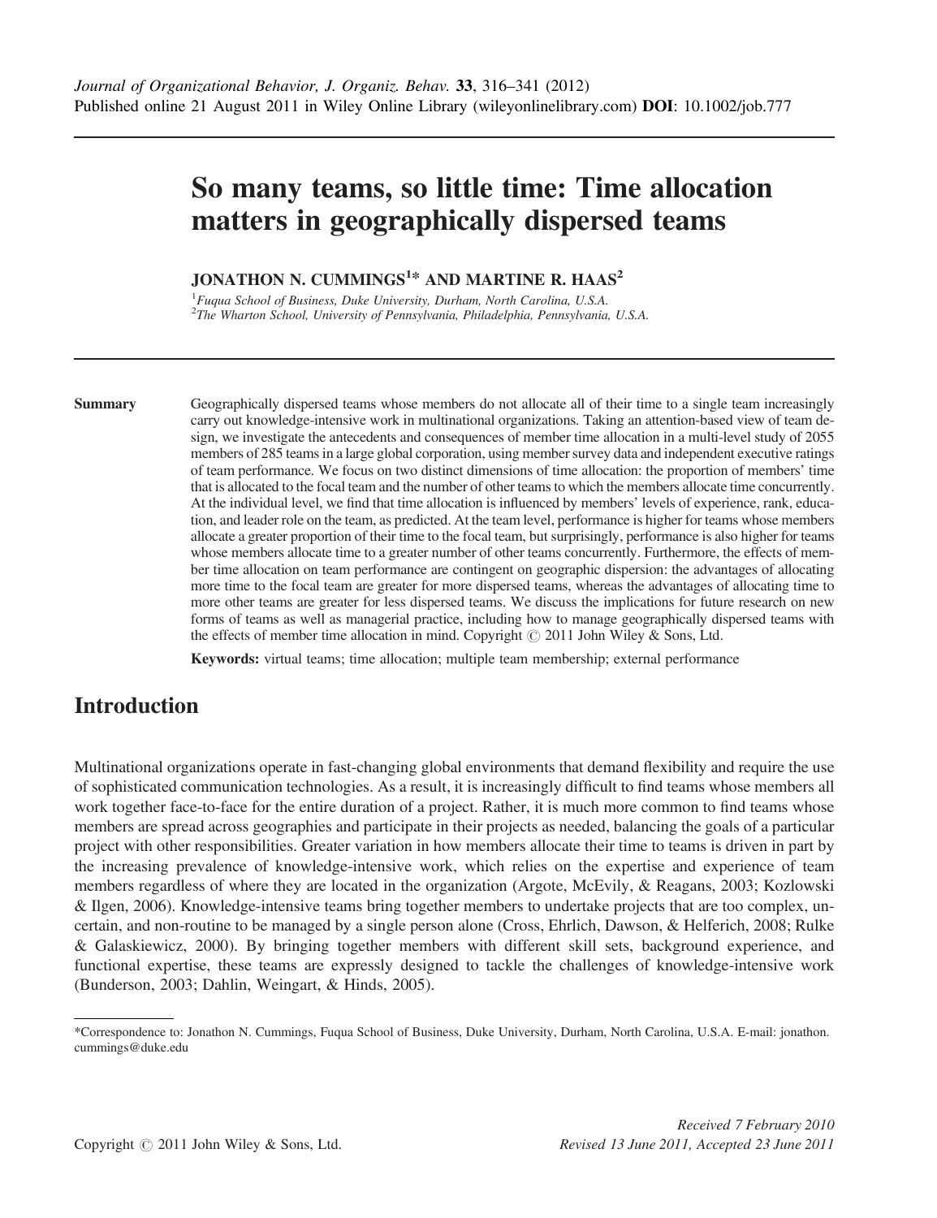# So many teams, so little time: Time allocation matters in geographically dispersed teams

JONATHON N. CUMMINGS[1]* AND MARTINE R. HAAS[2]

[1] *Fuqua School of Business, Duke University, Durham, North Carolina, U.S.A.*
[2] *The Wharton School, University of Pennsylvania, Philadelphia, Pennsylvania, U.S.A.*

**Summary** Geographically dispersed teams whose members do not allocate all of their time to a single team increasingly carry out knowledge-intensive work in multinational organizations. Taking an attention-based view of team design, we investigate the antecedents and consequences of member time allocation in a multi-level study of 2055 members of 285 teams in a large global corporation, using member survey data and independent executive ratings of team performance. We focus on two distinct dimensions of time allocation: the proportion of members' time that is allocated to the focal team and the number of other teams to which the members allocate time concurrently. At the individual level, we find that time allocation is influenced by members' levels of experience, rank, education, and leader role on the team, as predicted. At the team level, performance is higher for teams whose members allocate a greater proportion of their time to the focal team, but surprisingly, performance is also higher for teams whose members allocate time to a greater number of other teams concurrently. Furthermore, the effects of member time allocation on team performance are contingent on geographic dispersion: the advantages of allocating more time to the focal team are greater for more dispersed teams, whereas the advantages of allocating time to more other teams are greater for less dispersed teams. We discuss the implications for future research on new forms of teams as well as managerial practice, including how to manage geographically dispersed teams with the effects of member time allocation in mind. Copyright © 2011 John Wiley & Sons, Ltd.

**Keywords:** virtual teams; time allocation; multiple team membership; external performance

## Introduction

Multinational organizations operate in fast-changing global environments that demand flexibility and require the use of sophisticated communication technologies. As a result, it is increasingly difficult to find teams whose members all work together face-to-face for the entire duration of a project. Rather, it is much more common to find teams whose members are spread across geographies and participate in their projects as needed, balancing the goals of a particular project with other responsibilities. Greater variation in how members allocate their time to teams is driven in part by the increasing prevalence of knowledge-intensive work, which relies on the expertise and experience of team members regardless of where they are located in the organization (Argote, McEvily, & Reagans, 2003; Kozlowski & Ilgen, 2006). Knowledge-intensive teams bring together members to undertake projects that are too complex, uncertain, and non-routine to be managed by a single person alone (Cross, Ehrlich, Dawson, & Helferich, 2008; Rulke & Galaskiewicz, 2000). By bringing together members with different skill sets, background experience, and functional expertise, these teams are expressly designed to tackle the challenges of knowledge-intensive work (Bunderson, 2003; Dahlin, Weingart, & Hinds, 2005).

*Correspondence to: Jonathon N. Cummings, Fuqua School of Business, Duke University, Durham, North Carolina, U.S.A. E-mail: jonathon.cummings@duke.edu

Copyright © 2011 John Wiley & Sons, Ltd.

*Received 7 February 2010*
*Revised 13 June 2011, Accepted 23 June 2011*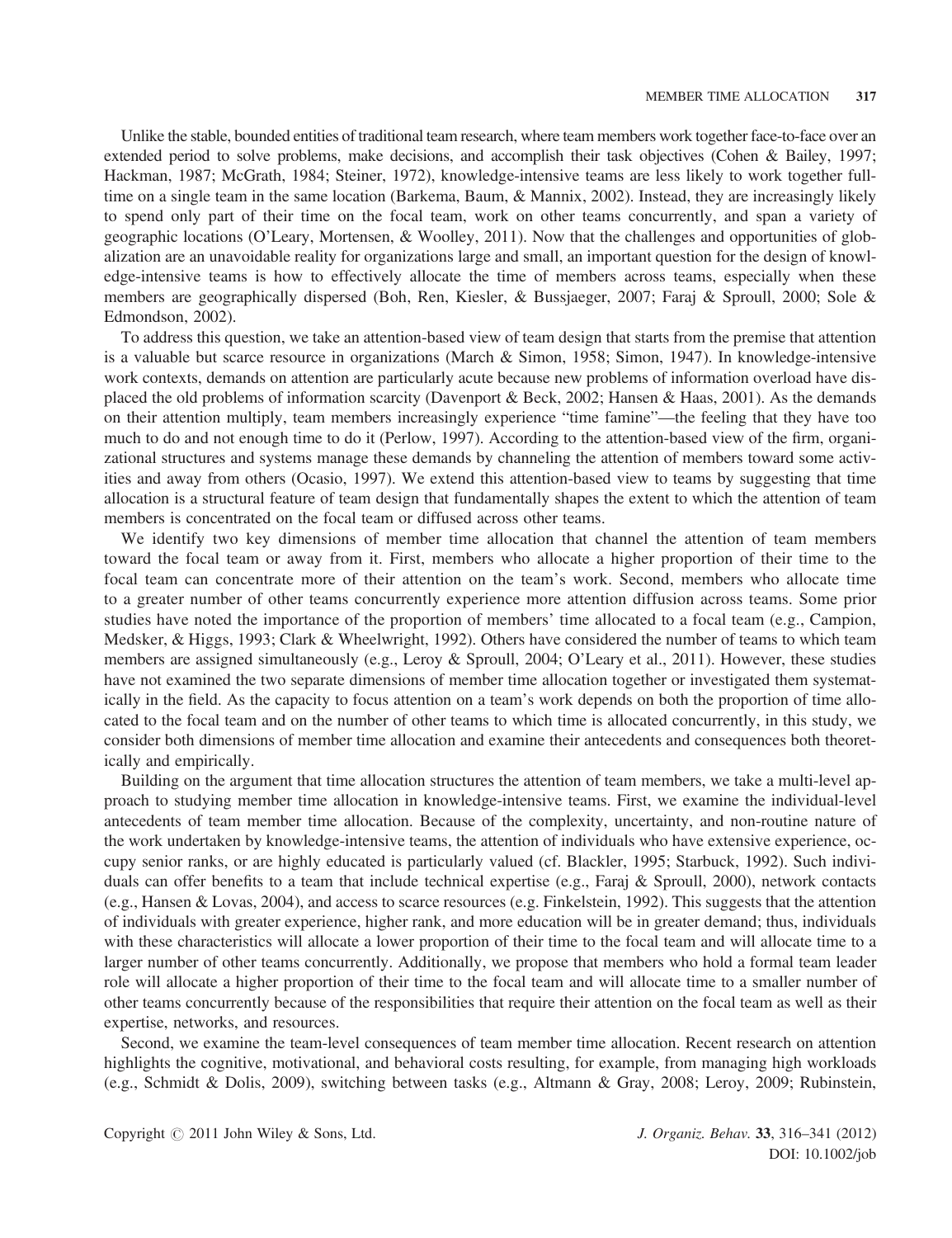Unlike the stable, bounded entities of traditional team research, where team members work together face-to-face over an extended period to solve problems, make decisions, and accomplish their task objectives (Cohen & Bailey, 1997; Hackman, 1987; McGrath, 1984; Steiner, 1972), knowledge-intensive teams are less likely to work together full-time on a single team in the same location (Barkema, Baum, & Mannix, 2002). Instead, they are increasingly likely to spend only part of their time on the focal team, work on other teams concurrently, and span a variety of geographic locations (O'Leary, Mortensen, & Woolley, 2011). Now that the challenges and opportunities of globalization are an unavoidable reality for organizations large and small, an important question for the design of knowledge-intensive teams is how to effectively allocate the time of members across teams, especially when these members are geographically dispersed (Boh, Ren, Kiesler, & Bussjaeger, 2007; Faraj & Sproull, 2000; Sole & Edmondson, 2002).

To address this question, we take an attention-based view of team design that starts from the premise that attention is a valuable but scarce resource in organizations (March & Simon, 1958; Simon, 1947). In knowledge-intensive work contexts, demands on attention are particularly acute because new problems of information overload have displaced the old problems of information scarcity (Davenport & Beck, 2002; Hansen & Haas, 2001). As the demands on their attention multiply, team members increasingly experience "time famine"—the feeling that they have too much to do and not enough time to do it (Perlow, 1997). According to the attention-based view of the firm, organizational structures and systems manage these demands by channeling the attention of members toward some activities and away from others (Ocasio, 1997). We extend this attention-based view to teams by suggesting that time allocation is a structural feature of team design that fundamentally shapes the extent to which the attention of team members is concentrated on the focal team or diffused across other teams.

We identify two key dimensions of member time allocation that channel the attention of team members toward the focal team or away from it. First, members who allocate a higher proportion of their time to the focal team can concentrate more of their attention on the team's work. Second, members who allocate time to a greater number of other teams concurrently experience more attention diffusion across teams. Some prior studies have noted the importance of the proportion of members' time allocated to a focal team (e.g., Campion, Medsker, & Higgs, 1993; Clark & Wheelwright, 1992). Others have considered the number of teams to which team members are assigned simultaneously (e.g., Leroy & Sproull, 2004; O'Leary et al., 2011). However, these studies have not examined the two separate dimensions of member time allocation together or investigated them systematically in the field. As the capacity to focus attention on a team's work depends on both the proportion of time allocated to the focal team and on the number of other teams to which time is allocated concurrently, in this study, we consider both dimensions of member time allocation and examine their antecedents and consequences both theoretically and empirically.

Building on the argument that time allocation structures the attention of team members, we take a multi-level approach to studying member time allocation in knowledge-intensive teams. First, we examine the individual-level antecedents of team member time allocation. Because of the complexity, uncertainty, and non-routine nature of the work undertaken by knowledge-intensive teams, the attention of individuals who have extensive experience, occupy senior ranks, or are highly educated is particularly valued (cf. Blackler, 1995; Starbuck, 1992). Such individuals can offer benefits to a team that include technical expertise (e.g., Faraj & Sproull, 2000), network contacts (e.g., Hansen & Lovas, 2004), and access to scarce resources (e.g. Finkelstein, 1992). This suggests that the attention of individuals with greater experience, higher rank, and more education will be in greater demand; thus, individuals with these characteristics will allocate a lower proportion of their time to the focal team and will allocate time to a larger number of other teams concurrently. Additionally, we propose that members who hold a formal team leader role will allocate a higher proportion of their time to the focal team and will allocate time to a smaller number of other teams concurrently because of the responsibilities that require their attention on the focal team as well as their expertise, networks, and resources.

Second, we examine the team-level consequences of team member time allocation. Recent research on attention highlights the cognitive, motivational, and behavioral costs resulting, for example, from managing high workloads (e.g., Schmidt & Dolis, 2009), switching between tasks (e.g., Altmann & Gray, 2008; Leroy, 2009; Rubinstein,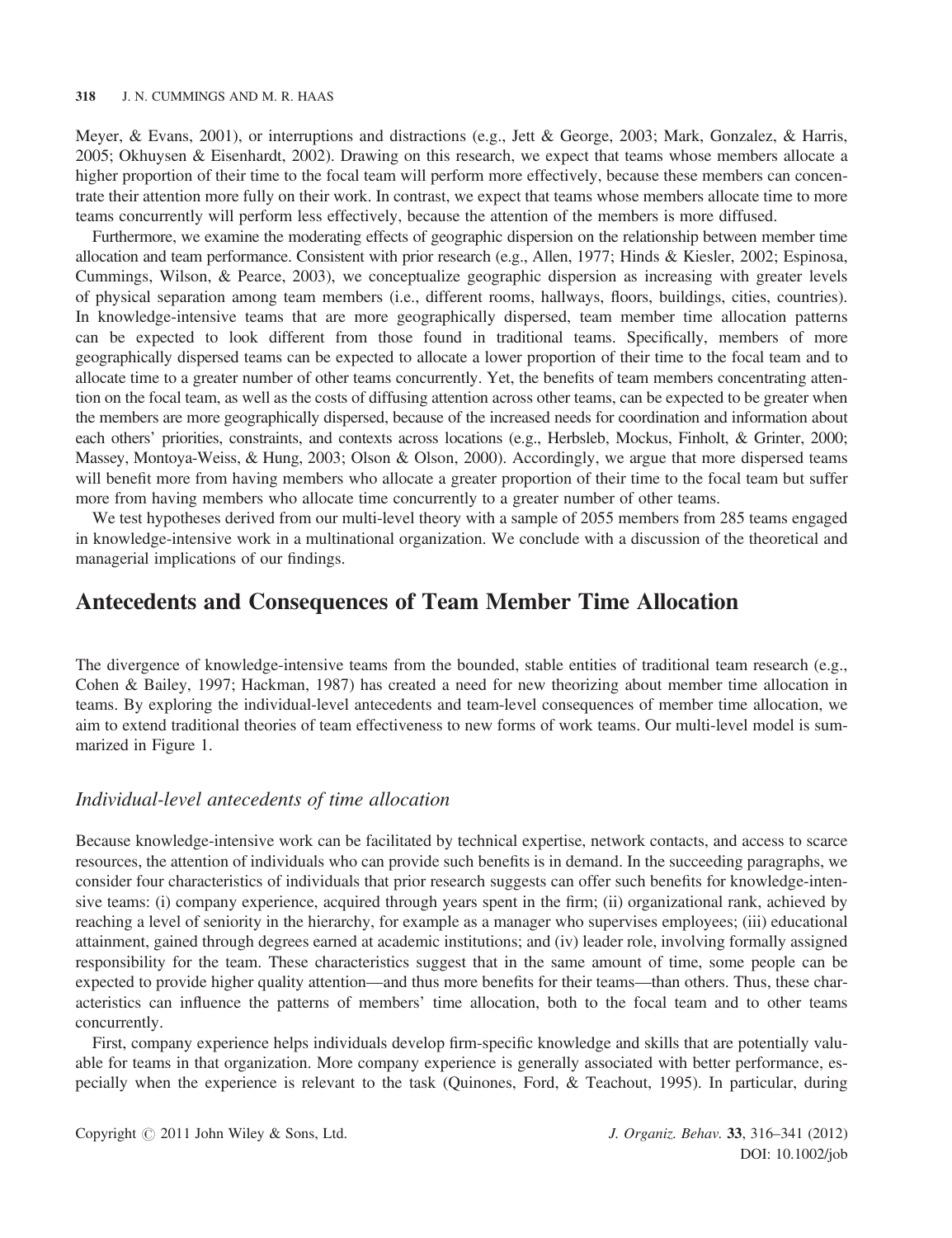Meyer, & Evans, 2001), or interruptions and distractions (e.g., Jett & George, 2003; Mark, Gonzalez, & Harris, 2005; Okhuysen & Eisenhardt, 2002). Drawing on this research, we expect that teams whose members allocate a higher proportion of their time to the focal team will perform more effectively, because these members can concentrate their attention more fully on their work. In contrast, we expect that teams whose members allocate time to more teams concurrently will perform less effectively, because the attention of the members is more diffused.

Furthermore, we examine the moderating effects of geographic dispersion on the relationship between member time allocation and team performance. Consistent with prior research (e.g., Allen, 1977; Hinds & Kiesler, 2002; Espinosa, Cummings, Wilson, & Pearce, 2003), we conceptualize geographic dispersion as increasing with greater levels of physical separation among team members (i.e., different rooms, hallways, floors, buildings, cities, countries). In knowledge-intensive teams that are more geographically dispersed, team member time allocation patterns can be expected to look different from those found in traditional teams. Specifically, members of more geographically dispersed teams can be expected to allocate a lower proportion of their time to the focal team and to allocate time to a greater number of other teams concurrently. Yet, the benefits of team members concentrating attention on the focal team, as well as the costs of diffusing attention across other teams, can be expected to be greater when the members are more geographically dispersed, because of the increased needs for coordination and information about each others' priorities, constraints, and contexts across locations (e.g., Herbsleb, Mockus, Finholt, & Grinter, 2000; Massey, Montoya-Weiss, & Hung, 2003; Olson & Olson, 2000). Accordingly, we argue that more dispersed teams will benefit more from having members who allocate a greater proportion of their time to the focal team but suffer more from having members who allocate time concurrently to a greater number of other teams.

We test hypotheses derived from our multi-level theory with a sample of 2055 members from 285 teams engaged in knowledge-intensive work in a multinational organization. We conclude with a discussion of the theoretical and managerial implications of our findings.

## Antecedents and Consequences of Team Member Time Allocation

The divergence of knowledge-intensive teams from the bounded, stable entities of traditional team research (e.g., Cohen & Bailey, 1997; Hackman, 1987) has created a need for new theorizing about member time allocation in teams. By exploring the individual-level antecedents and team-level consequences of member time allocation, we aim to extend traditional theories of team effectiveness to new forms of work teams. Our multi-level model is summarized in Figure 1.

### *Individual-level antecedents of time allocation*

Because knowledge-intensive work can be facilitated by technical expertise, network contacts, and access to scarce resources, the attention of individuals who can provide such benefits is in demand. In the succeeding paragraphs, we consider four characteristics of individuals that prior research suggests can offer such benefits for knowledge-intensive teams: (i) company experience, acquired through years spent in the firm; (ii) organizational rank, achieved by reaching a level of seniority in the hierarchy, for example as a manager who supervises employees; (iii) educational attainment, gained through degrees earned at academic institutions; and (iv) leader role, involving formally assigned responsibility for the team. These characteristics suggest that in the same amount of time, some people can be expected to provide higher quality attention—and thus more benefits for their teams—than others. Thus, these characteristics can influence the patterns of members' time allocation, both to the focal team and to other teams concurrently.

First, company experience helps individuals develop firm-specific knowledge and skills that are potentially valuable for teams in that organization. More company experience is generally associated with better performance, especially when the experience is relevant to the task (Quinones, Ford, & Teachout, 1995). In particular, during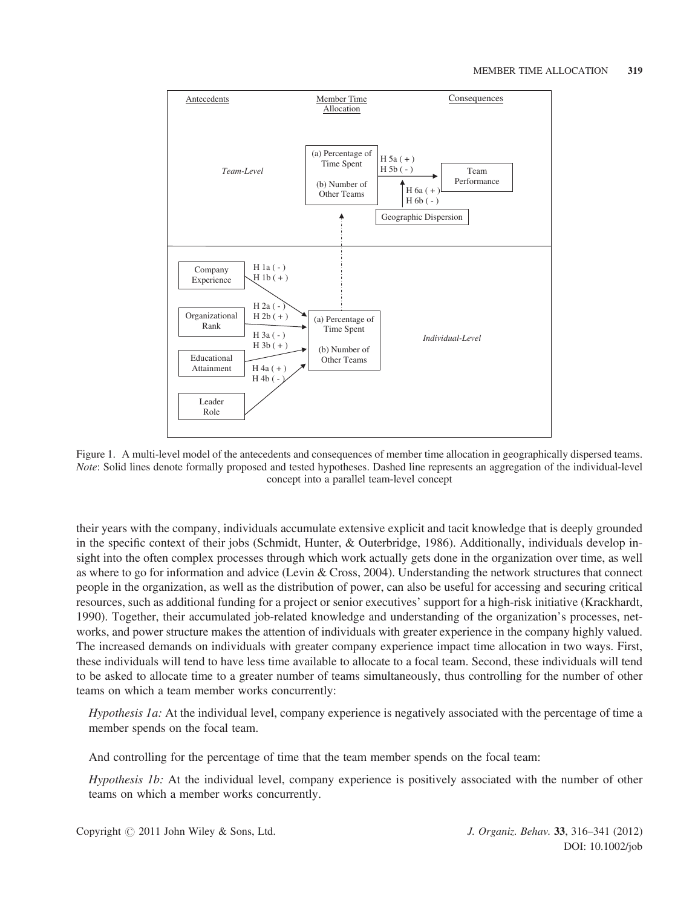Antecedents | Member Time Allocation | Consequences

*Team-Level*

(a) Percentage of Time Spent

(b) Number of Other Teams

H 5a ( + )
H 5b ( - )

Team Performance

H 6a ( + )
H 6b ( - )

Geographic Dispersion

Company Experience — H 1a ( - ), H 1b ( + )

Organizational Rank — H 2a ( - ), H 2b ( + )

Educational Attainment — H 3a ( - ), H 3b ( + )

Leader Role — H 4a ( + ), H 4b ( - )

(a) Percentage of Time Spent

(b) Number of Other Teams

*Individual-Level*

Figure 1. A multi-level model of the antecedents and consequences of member time allocation in geographically dispersed teams. *Note*: Solid lines denote formally proposed and tested hypotheses. Dashed line represents an aggregation of the individual-level concept into a parallel team-level concept

their years with the company, individuals accumulate extensive explicit and tacit knowledge that is deeply grounded in the specific context of their jobs (Schmidt, Hunter, & Outerbridge, 1986). Additionally, individuals develop insight into the often complex processes through which work actually gets done in the organization over time, as well as where to go for information and advice (Levin & Cross, 2004). Understanding the network structures that connect people in the organization, as well as the distribution of power, can also be useful for accessing and securing critical resources, such as additional funding for a project or senior executives' support for a high-risk initiative (Krackhardt, 1990). Together, their accumulated job-related knowledge and understanding of the organization's processes, networks, and power structure makes the attention of individuals with greater experience in the company highly valued. The increased demands on individuals with greater company experience impact time allocation in two ways. First, these individuals will tend to have less time available to allocate to a focal team. Second, these individuals will tend to be asked to allocate time to a greater number of teams simultaneously, thus controlling for the number of other teams on which a team member works concurrently:

*Hypothesis 1a:* At the individual level, company experience is negatively associated with the percentage of time a member spends on the focal team.

And controlling for the percentage of time that the team member spends on the focal team:

*Hypothesis 1b:* At the individual level, company experience is positively associated with the number of other teams on which a member works concurrently.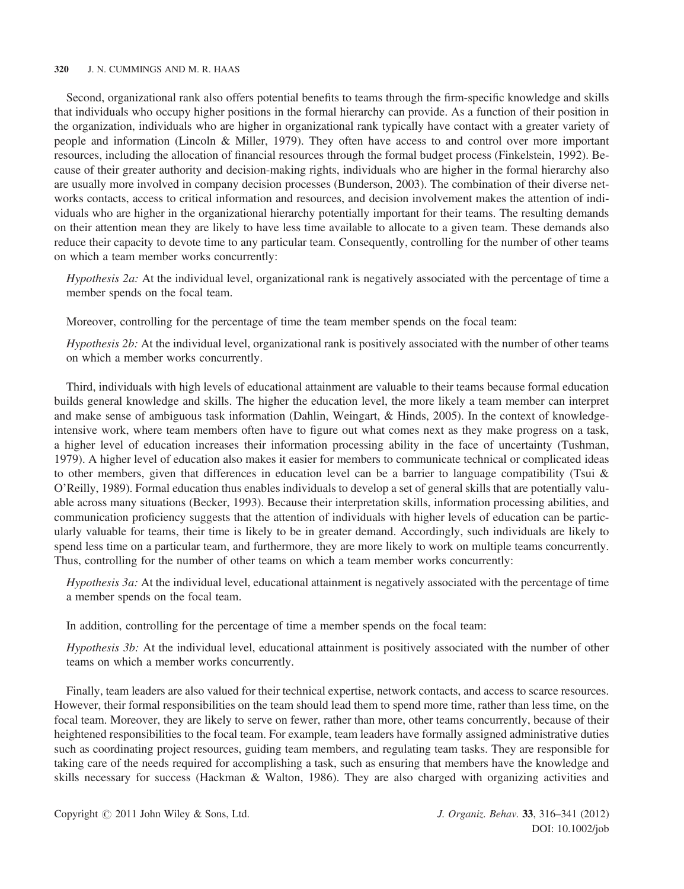Second, organizational rank also offers potential benefits to teams through the firm-specific knowledge and skills that individuals who occupy higher positions in the formal hierarchy can provide. As a function of their position in the organization, individuals who are higher in organizational rank typically have contact with a greater variety of people and information (Lincoln & Miller, 1979). They often have access to and control over more important resources, including the allocation of financial resources through the formal budget process (Finkelstein, 1992). Because of their greater authority and decision-making rights, individuals who are higher in the formal hierarchy also are usually more involved in company decision processes (Bunderson, 2003). The combination of their diverse networks contacts, access to critical information and resources, and decision involvement makes the attention of individuals who are higher in the organizational hierarchy potentially important for their teams. The resulting demands on their attention mean they are likely to have less time available to allocate to a given team. These demands also reduce their capacity to devote time to any particular team. Consequently, controlling for the number of other teams on which a team member works concurrently:

> *Hypothesis 2a:* At the individual level, organizational rank is negatively associated with the percentage of time a member spends on the focal team.

Moreover, controlling for the percentage of time the team member spends on the focal team:

> *Hypothesis 2b:* At the individual level, organizational rank is positively associated with the number of other teams on which a member works concurrently.

Third, individuals with high levels of educational attainment are valuable to their teams because formal education builds general knowledge and skills. The higher the education level, the more likely a team member can interpret and make sense of ambiguous task information (Dahlin, Weingart, & Hinds, 2005). In the context of knowledge-intensive work, where team members often have to figure out what comes next as they make progress on a task, a higher level of education increases their information processing ability in the face of uncertainty (Tushman, 1979). A higher level of education also makes it easier for members to communicate technical or complicated ideas to other members, given that differences in education level can be a barrier to language compatibility (Tsui & O'Reilly, 1989). Formal education thus enables individuals to develop a set of general skills that are potentially valuable across many situations (Becker, 1993). Because their interpretation skills, information processing abilities, and communication proficiency suggests that the attention of individuals with higher levels of education can be particularly valuable for teams, their time is likely to be in greater demand. Accordingly, such individuals are likely to spend less time on a particular team, and furthermore, they are more likely to work on multiple teams concurrently. Thus, controlling for the number of other teams on which a team member works concurrently:

> *Hypothesis 3a:* At the individual level, educational attainment is negatively associated with the percentage of time a member spends on the focal team.

In addition, controlling for the percentage of time a member spends on the focal team:

> *Hypothesis 3b:* At the individual level, educational attainment is positively associated with the number of other teams on which a member works concurrently.

Finally, team leaders are also valued for their technical expertise, network contacts, and access to scarce resources. However, their formal responsibilities on the team should lead them to spend more time, rather than less time, on the focal team. Moreover, they are likely to serve on fewer, rather than more, other teams concurrently, because of their heightened responsibilities to the focal team. For example, team leaders have formally assigned administrative duties such as coordinating project resources, guiding team members, and regulating team tasks. They are responsible for taking care of the needs required for accomplishing a task, such as ensuring that members have the knowledge and skills necessary for success (Hackman & Walton, 1986). They are also charged with organizing activities and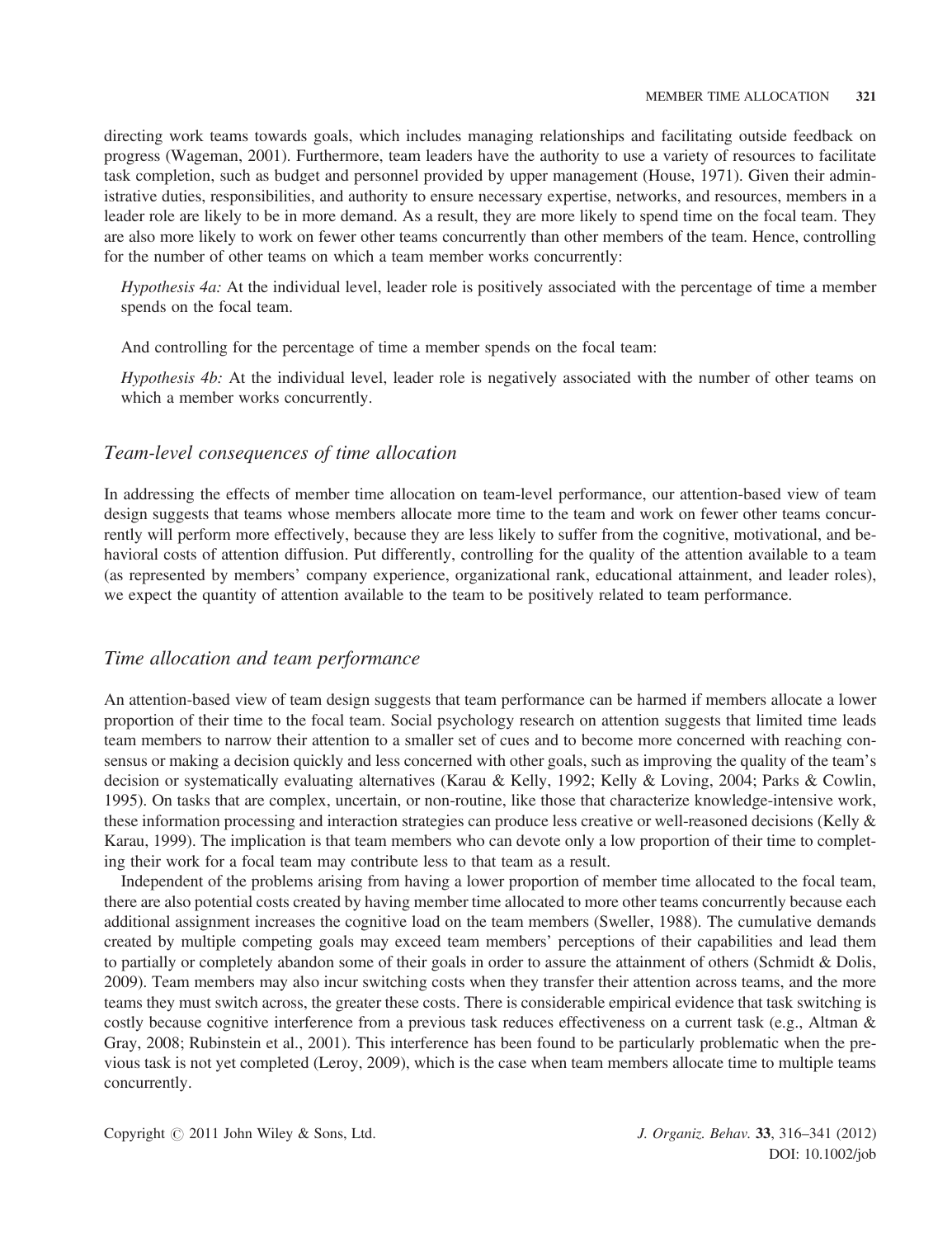directing work teams towards goals, which includes managing relationships and facilitating outside feedback on progress (Wageman, 2001). Furthermore, team leaders have the authority to use a variety of resources to facilitate task completion, such as budget and personnel provided by upper management (House, 1971). Given their administrative duties, responsibilities, and authority to ensure necessary expertise, networks, and resources, members in a leader role are likely to be in more demand. As a result, they are more likely to spend time on the focal team. They are also more likely to work on fewer other teams concurrently than other members of the team. Hence, controlling for the number of other teams on which a team member works concurrently:

*Hypothesis 4a:* At the individual level, leader role is positively associated with the percentage of time a member spends on the focal team.

And controlling for the percentage of time a member spends on the focal team:

*Hypothesis 4b:* At the individual level, leader role is negatively associated with the number of other teams on which a member works concurrently.

## *Team-level consequences of time allocation*

In addressing the effects of member time allocation on team-level performance, our attention-based view of team design suggests that teams whose members allocate more time to the team and work on fewer other teams concurrently will perform more effectively, because they are less likely to suffer from the cognitive, motivational, and behavioral costs of attention diffusion. Put differently, controlling for the quality of the attention available to a team (as represented by members' company experience, organizational rank, educational attainment, and leader roles), we expect the quantity of attention available to the team to be positively related to team performance.

## *Time allocation and team performance*

An attention-based view of team design suggests that team performance can be harmed if members allocate a lower proportion of their time to the focal team. Social psychology research on attention suggests that limited time leads team members to narrow their attention to a smaller set of cues and to become more concerned with reaching consensus or making a decision quickly and less concerned with other goals, such as improving the quality of the team's decision or systematically evaluating alternatives (Karau & Kelly, 1992; Kelly & Loving, 2004; Parks & Cowlin, 1995). On tasks that are complex, uncertain, or non-routine, like those that characterize knowledge-intensive work, these information processing and interaction strategies can produce less creative or well-reasoned decisions (Kelly & Karau, 1999). The implication is that team members who can devote only a low proportion of their time to completing their work for a focal team may contribute less to that team as a result.

Independent of the problems arising from having a lower proportion of member time allocated to the focal team, there are also potential costs created by having member time allocated to more other teams concurrently because each additional assignment increases the cognitive load on the team members (Sweller, 1988). The cumulative demands created by multiple competing goals may exceed team members' perceptions of their capabilities and lead them to partially or completely abandon some of their goals in order to assure the attainment of others (Schmidt & Dolis, 2009). Team members may also incur switching costs when they transfer their attention across teams, and the more teams they must switch across, the greater these costs. There is considerable empirical evidence that task switching is costly because cognitive interference from a previous task reduces effectiveness on a current task (e.g., Altman & Gray, 2008; Rubinstein et al., 2001). This interference has been found to be particularly problematic when the previous task is not yet completed (Leroy, 2009), which is the case when team members allocate time to multiple teams concurrently.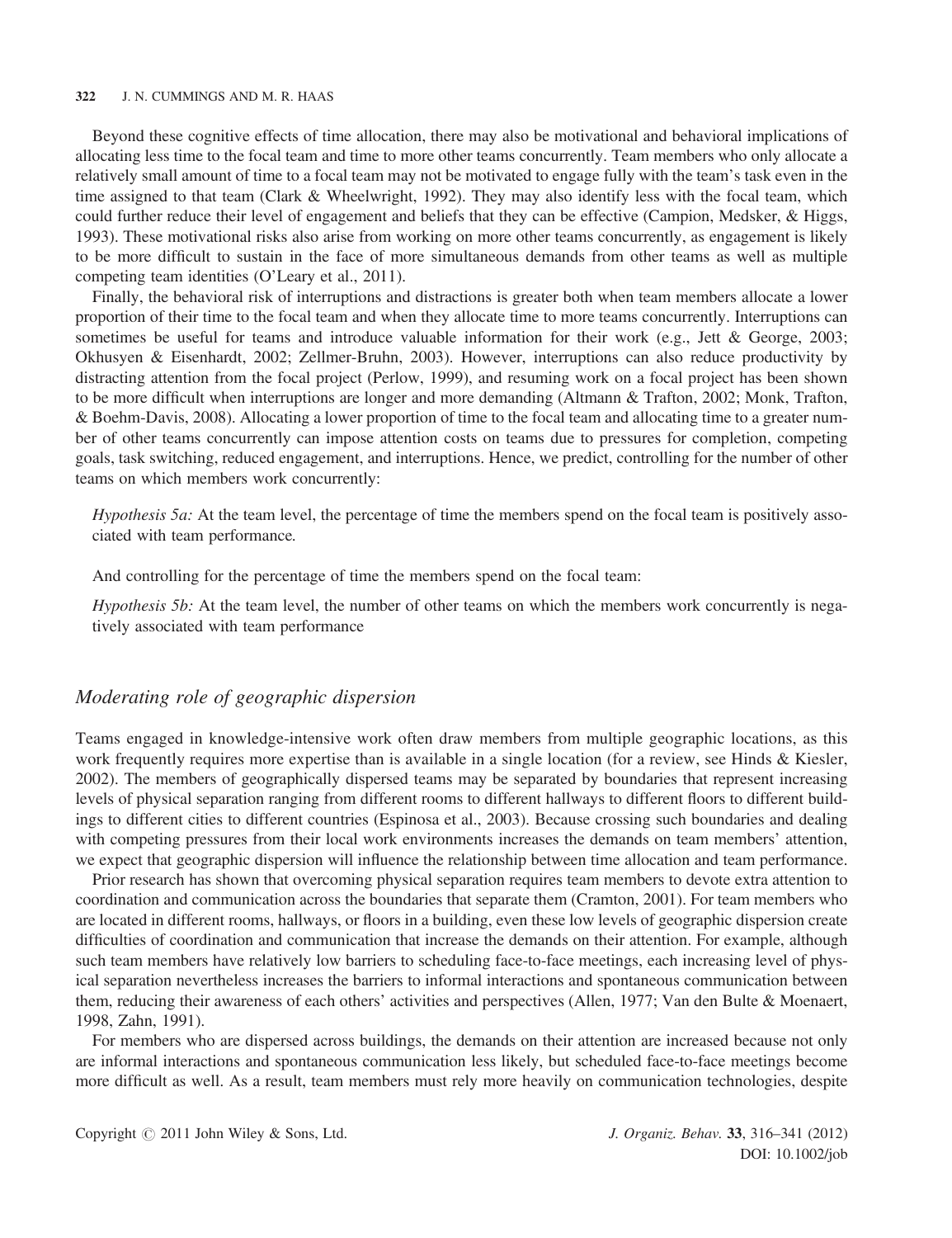Beyond these cognitive effects of time allocation, there may also be motivational and behavioral implications of allocating less time to the focal team and time to more other teams concurrently. Team members who only allocate a relatively small amount of time to a focal team may not be motivated to engage fully with the team's task even in the time assigned to that team (Clark & Wheelwright, 1992). They may also identify less with the focal team, which could further reduce their level of engagement and beliefs that they can be effective (Campion, Medsker, & Higgs, 1993). These motivational risks also arise from working on more other teams concurrently, as engagement is likely to be more difficult to sustain in the face of more simultaneous demands from other teams as well as multiple competing team identities (O'Leary et al., 2011).

Finally, the behavioral risk of interruptions and distractions is greater both when team members allocate a lower proportion of their time to the focal team and when they allocate time to more teams concurrently. Interruptions can sometimes be useful for teams and introduce valuable information for their work (e.g., Jett & George, 2003; Okhuysen & Eisenhardt, 2002; Zellmer-Bruhn, 2003). However, interruptions can also reduce productivity by distracting attention from the focal project (Perlow, 1999), and resuming work on a focal project has been shown to be more difficult when interruptions are longer and more demanding (Altmann & Trafton, 2002; Monk, Trafton, & Boehm-Davis, 2008). Allocating a lower proportion of time to the focal team and allocating time to a greater number of other teams concurrently can impose attention costs on teams due to pressures for completion, competing goals, task switching, reduced engagement, and interruptions. Hence, we predict, controlling for the number of other teams on which members work concurrently:

> *Hypothesis 5a:* At the team level, the percentage of time the members spend on the focal team is positively associated with team performance.

And controlling for the percentage of time the members spend on the focal team:

> *Hypothesis 5b:* At the team level, the number of other teams on which the members work concurrently is negatively associated with team performance

## *Moderating role of geographic dispersion*

Teams engaged in knowledge-intensive work often draw members from multiple geographic locations, as this work frequently requires more expertise than is available in a single location (for a review, see Hinds & Kiesler, 2002). The members of geographically dispersed teams may be separated by boundaries that represent increasing levels of physical separation ranging from different rooms to different hallways to different floors to different buildings to different cities to different countries (Espinosa et al., 2003). Because crossing such boundaries and dealing with competing pressures from their local work environments increases the demands on team members' attention, we expect that geographic dispersion will influence the relationship between time allocation and team performance.

Prior research has shown that overcoming physical separation requires team members to devote extra attention to coordination and communication across the boundaries that separate them (Cramton, 2001). For team members who are located in different rooms, hallways, or floors in a building, even these low levels of geographic dispersion create difficulties of coordination and communication that increase the demands on their attention. For example, although such team members have relatively low barriers to scheduling face-to-face meetings, each increasing level of physical separation nevertheless increases the barriers to informal interactions and spontaneous communication between them, reducing their awareness of each others' activities and perspectives (Allen, 1977; Van den Bulte & Moenaert, 1998, Zahn, 1991).

For members who are dispersed across buildings, the demands on their attention are increased because not only are informal interactions and spontaneous communication less likely, but scheduled face-to-face meetings become more difficult as well. As a result, team members must rely more heavily on communication technologies, despite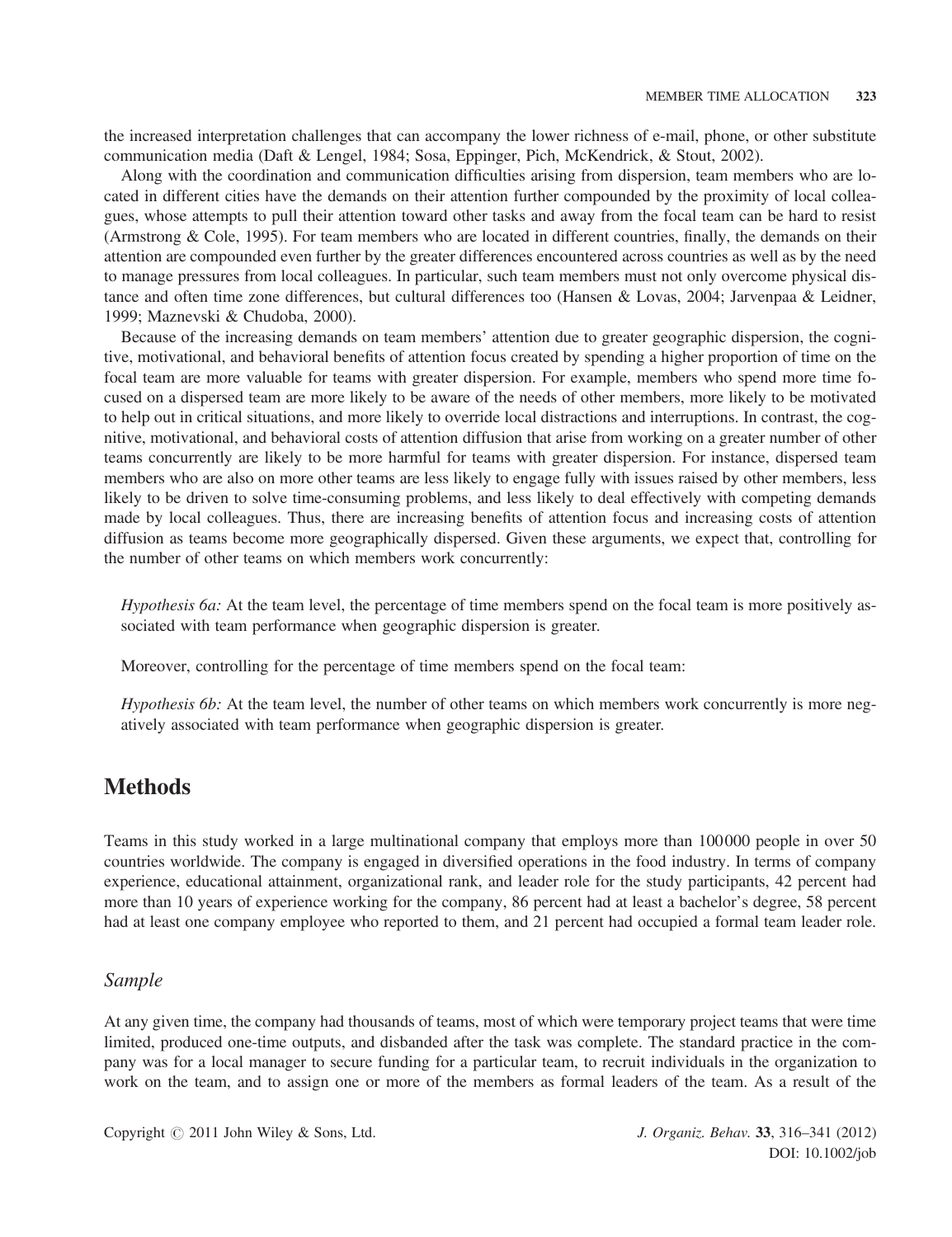the increased interpretation challenges that can accompany the lower richness of e-mail, phone, or other substitute communication media (Daft & Lengel, 1984; Sosa, Eppinger, Pich, McKendrick, & Stout, 2002).

Along with the coordination and communication difficulties arising from dispersion, team members who are located in different cities have the demands on their attention further compounded by the proximity of local colleagues, whose attempts to pull their attention toward other tasks and away from the focal team can be hard to resist (Armstrong & Cole, 1995). For team members who are located in different countries, finally, the demands on their attention are compounded even further by the greater differences encountered across countries as well as by the need to manage pressures from local colleagues. In particular, such team members must not only overcome physical distance and often time zone differences, but cultural differences too (Hansen & Lovas, 2004; Jarvenpaa & Leidner, 1999; Maznevski & Chudoba, 2000).

Because of the increasing demands on team members' attention due to greater geographic dispersion, the cognitive, motivational, and behavioral benefits of attention focus created by spending a higher proportion of time on the focal team are more valuable for teams with greater dispersion. For example, members who spend more time focused on a dispersed team are more likely to be aware of the needs of other members, more likely to be motivated to help out in critical situations, and more likely to override local distractions and interruptions. In contrast, the cognitive, motivational, and behavioral costs of attention diffusion that arise from working on a greater number of other teams concurrently are likely to be more harmful for teams with greater dispersion. For instance, dispersed team members who are also on more other teams are less likely to engage fully with issues raised by other members, less likely to be driven to solve time-consuming problems, and less likely to deal effectively with competing demands made by local colleagues. Thus, there are increasing benefits of attention focus and increasing costs of attention diffusion as teams become more geographically dispersed. Given these arguments, we expect that, controlling for the number of other teams on which members work concurrently:

> *Hypothesis 6a:* At the team level, the percentage of time members spend on the focal team is more positively associated with team performance when geographic dispersion is greater.

Moreover, controlling for the percentage of time members spend on the focal team:

> *Hypothesis 6b:* At the team level, the number of other teams on which members work concurrently is more negatively associated with team performance when geographic dispersion is greater.

# Methods

Teams in this study worked in a large multinational company that employs more than 100000 people in over 50 countries worldwide. The company is engaged in diversified operations in the food industry. In terms of company experience, educational attainment, organizational rank, and leader role for the study participants, 42 percent had more than 10 years of experience working for the company, 86 percent had at least a bachelor's degree, 58 percent had at least one company employee who reported to them, and 21 percent had occupied a formal team leader role.

## *Sample*

At any given time, the company had thousands of teams, most of which were temporary project teams that were time limited, produced one-time outputs, and disbanded after the task was complete. The standard practice in the company was for a local manager to secure funding for a particular team, to recruit individuals in the organization to work on the team, and to assign one or more of the members as formal leaders of the team. As a result of the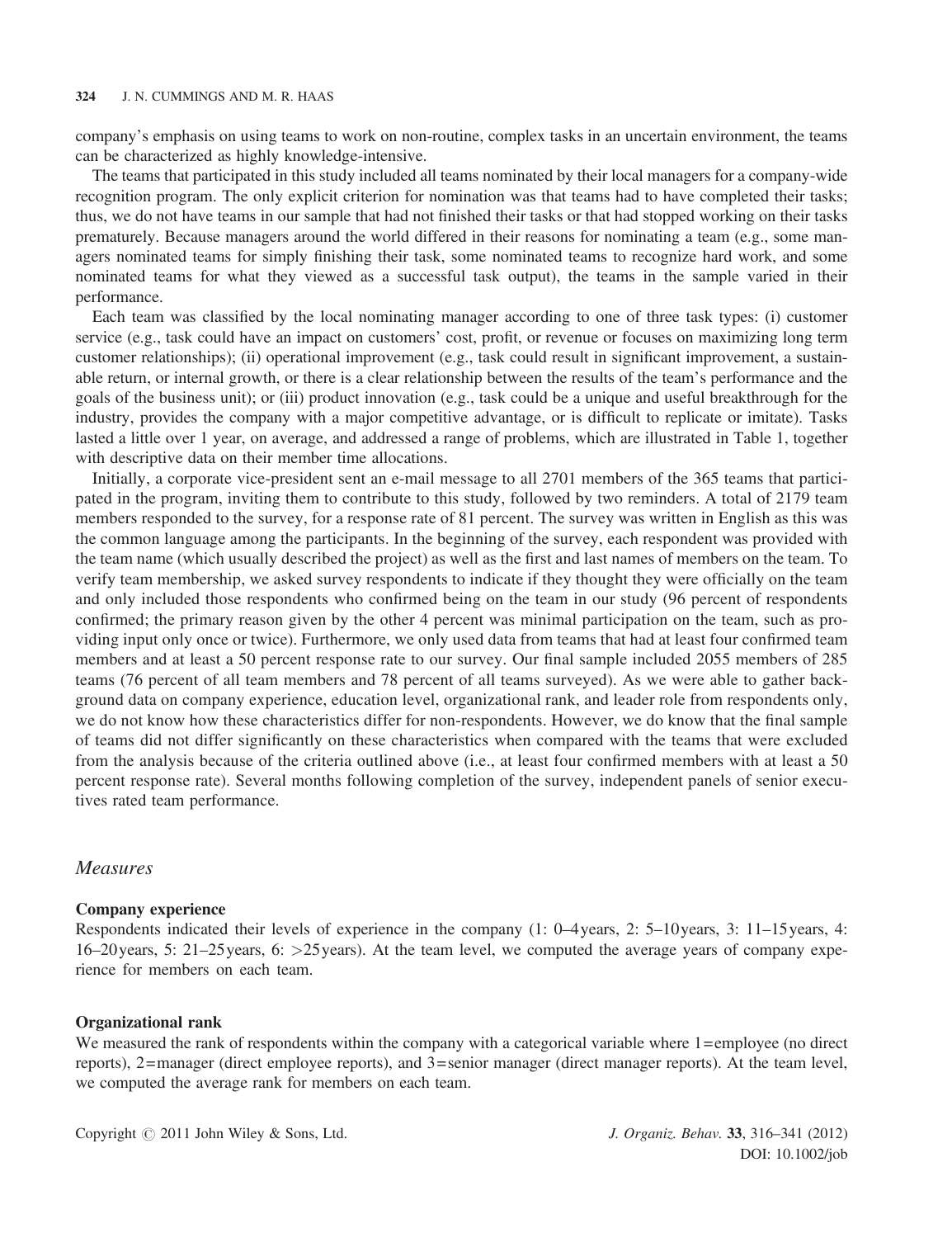company's emphasis on using teams to work on non-routine, complex tasks in an uncertain environment, the teams can be characterized as highly knowledge-intensive.

The teams that participated in this study included all teams nominated by their local managers for a company-wide recognition program. The only explicit criterion for nomination was that teams had to have completed their tasks; thus, we do not have teams in our sample that had not finished their tasks or that had stopped working on their tasks prematurely. Because managers around the world differed in their reasons for nominating a team (e.g., some managers nominated teams for simply finishing their task, some nominated teams to recognize hard work, and some nominated teams for what they viewed as a successful task output), the teams in the sample varied in their performance.

Each team was classified by the local nominating manager according to one of three task types: (i) customer service (e.g., task could have an impact on customers' cost, profit, or revenue or focuses on maximizing long term customer relationships); (ii) operational improvement (e.g., task could result in significant improvement, a sustainable return, or internal growth, or there is a clear relationship between the results of the team's performance and the goals of the business unit); or (iii) product innovation (e.g., task could be a unique and useful breakthrough for the industry, provides the company with a major competitive advantage, or is difficult to replicate or imitate). Tasks lasted a little over 1 year, on average, and addressed a range of problems, which are illustrated in Table 1, together with descriptive data on their member time allocations.

Initially, a corporate vice-president sent an e-mail message to all 2701 members of the 365 teams that participated in the program, inviting them to contribute to this study, followed by two reminders. A total of 2179 team members responded to the survey, for a response rate of 81 percent. The survey was written in English as this was the common language among the participants. In the beginning of the survey, each respondent was provided with the team name (which usually described the project) as well as the first and last names of members on the team. To verify team membership, we asked survey respondents to indicate if they thought they were officially on the team and only included those respondents who confirmed being on the team in our study (96 percent of respondents confirmed; the primary reason given by the other 4 percent was minimal participation on the team, such as providing input only once or twice). Furthermore, we only used data from teams that had at least four confirmed team members and at least a 50 percent response rate to our survey. Our final sample included 2055 members of 285 teams (76 percent of all team members and 78 percent of all teams surveyed). As we were able to gather background data on company experience, education level, organizational rank, and leader role from respondents only, we do not know how these characteristics differ for non-respondents. However, we do know that the final sample of teams did not differ significantly on these characteristics when compared with the teams that were excluded from the analysis because of the criteria outlined above (i.e., at least four confirmed members with at least a 50 percent response rate). Several months following completion of the survey, independent panels of senior executives rated team performance.

## *Measures*

### Company experience

Respondents indicated their levels of experience in the company (1: 0–4 years, 2: 5–10 years, 3: 11–15 years, 4: 16–20 years, 5: 21–25 years, 6: >25 years). At the team level, we computed the average years of company experience for members on each team.

### Organizational rank

We measured the rank of respondents within the company with a categorical variable where 1 = employee (no direct reports), 2 = manager (direct employee reports), and 3 = senior manager (direct manager reports). At the team level, we computed the average rank for members on each team.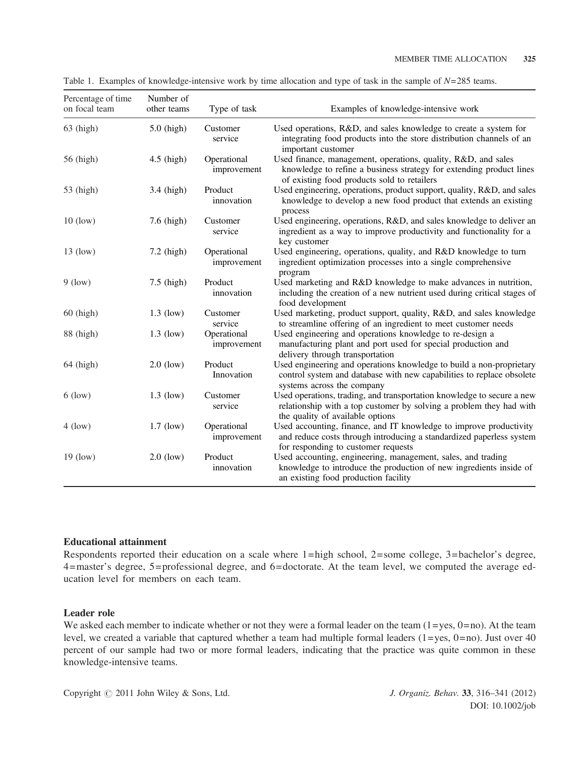Table 1. Examples of knowledge-intensive work by time allocation and type of task in the sample of $N=285$ teams.

| Percentage of time on focal team | Number of other teams | Type of task | Examples of knowledge-intensive work |
|---|---|---|---|
| 63 (high) | 5.0 (high) | Customer service | Used operations, R&D, and sales knowledge to create a system for integrating food products into the store distribution channels of an important customer |
| 56 (high) | 4.5 (high) | Operational improvement | Used finance, management, operations, quality, R&D, and sales knowledge to refine a business strategy for extending product lines of existing food products sold to retailers |
| 53 (high) | 3.4 (high) | Product innovation | Used engineering, operations, product support, quality, R&D, and sales knowledge to develop a new food product that extends an existing process |
| 10 (low) | 7.6 (high) | Customer service | Used engineering, operations, R&D, and sales knowledge to deliver an ingredient as a way to improve productivity and functionality for a key customer |
| 13 (low) | 7.2 (high) | Operational improvement | Used engineering, operations, quality, and R&D knowledge to turn ingredient optimization processes into a single comprehensive program |
| 9 (low) | 7.5 (high) | Product innovation | Used marketing and R&D knowledge to make advances in nutrition, including the creation of a new nutrient used during critical stages of food development |
| 60 (high) | 1.3 (low) | Customer service | Used marketing, product support, quality, R&D, and sales knowledge to streamline offering of an ingredient to meet customer needs |
| 88 (high) | 1.3 (low) | Operational improvement | Used engineering and operations knowledge to re-design a manufacturing plant and port used for special production and delivery through transportation |
| 64 (high) | 2.0 (low) | Product Innovation | Used engineering and operations knowledge to build a non-proprietary control system and database with new capabilities to replace obsolete systems across the company |
| 6 (low) | 1.3 (low) | Customer service | Used operations, trading, and transportation knowledge to secure a new relationship with a top customer by solving a problem they had with the quality of available options |
| 4 (low) | 1.7 (low) | Operational improvement | Used accounting, finance, and IT knowledge to improve productivity and reduce costs through introducing a standardized paperless system for responding to customer requests |
| 19 (low) | 2.0 (low) | Product innovation | Used accounting, engineering, management, sales, and trading knowledge to introduce the production of new ingredients inside of an existing food production facility |

### Educational attainment

Respondents reported their education on a scale where 1=high school, 2=some college, 3=bachelor's degree, 4=master's degree, 5=professional degree, and 6=doctorate. At the team level, we computed the average education level for members on each team.

### Leader role

We asked each member to indicate whether or not they were a formal leader on the team (1=yes, 0=no). At the team level, we created a variable that captured whether a team had multiple formal leaders (1=yes, 0=no). Just over 40 percent of our sample had two or more formal leaders, indicating that the practice was quite common in these knowledge-intensive teams.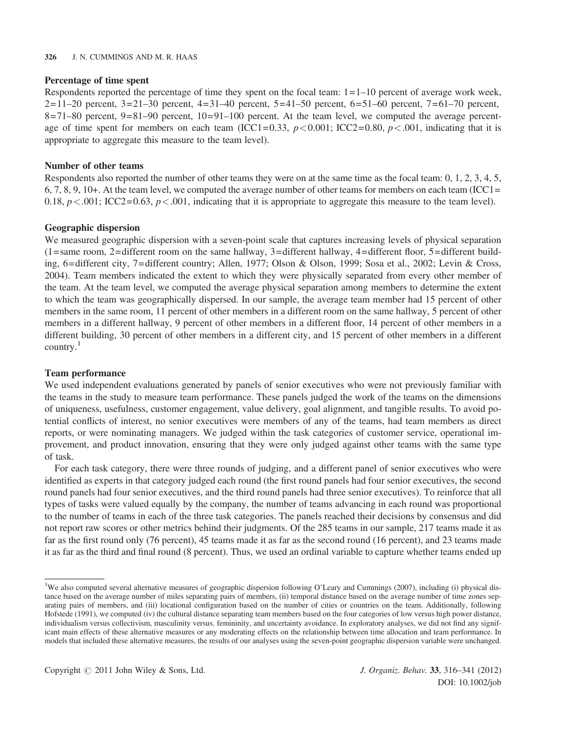### Percentage of time spent

Respondents reported the percentage of time they spent on the focal team: 1=1–10 percent of average work week, 2=11–20 percent, 3=21–30 percent, 4=31–40 percent, 5=41–50 percent, 6=51–60 percent, 7=61–70 percent, 8=71–80 percent, 9=81–90 percent, 10=91–100 percent. At the team level, we computed the average percentage of time spent for members on each team (ICC1=0.33, $p < 0.001$; ICC2=0.80, $p < .001$, indicating that it is appropriate to aggregate this measure to the team level).

### Number of other teams

Respondents also reported the number of other teams they were on at the same time as the focal team: 0, 1, 2, 3, 4, 5, 6, 7, 8, 9, 10+. At the team level, we computed the average number of other teams for members on each team (ICC1= 0.18, $p < .001$; ICC2=0.63, $p < .001$, indicating that it is appropriate to aggregate this measure to the team level).

### Geographic dispersion

We measured geographic dispersion with a seven-point scale that captures increasing levels of physical separation (1=same room, 2=different room on the same hallway, 3=different hallway, 4=different floor, 5=different building, 6=different city, 7=different country; Allen, 1977; Olson & Olson, 1999; Sosa et al., 2002; Levin & Cross, 2004). Team members indicated the extent to which they were physically separated from every other member of the team. At the team level, we computed the average physical separation among members to determine the extent to which the team was geographically dispersed. In our sample, the average team member had 15 percent of other members in the same room, 11 percent of other members in a different room on the same hallway, 5 percent of other members in a different hallway, 9 percent of other members in a different floor, 14 percent of other members in a different building, 30 percent of other members in a different city, and 15 percent of other members in a different country.[1]

### Team performance

We used independent evaluations generated by panels of senior executives who were not previously familiar with the teams in the study to measure team performance. These panels judged the work of the teams on the dimensions of uniqueness, usefulness, customer engagement, value delivery, goal alignment, and tangible results. To avoid potential conflicts of interest, no senior executives were members of any of the teams, had team members as direct reports, or were nominating managers. We judged within the task categories of customer service, operational improvement, and product innovation, ensuring that they were only judged against other teams with the same type of task.

For each task category, there were three rounds of judging, and a different panel of senior executives who were identified as experts in that category judged each round (the first round panels had four senior executives, the second round panels had four senior executives, and the third round panels had three senior executives). To reinforce that all types of tasks were valued equally by the company, the number of teams advancing in each round was proportional to the number of teams in each of the three task categories. The panels reached their decisions by consensus and did not report raw scores or other metrics behind their judgments. Of the 285 teams in our sample, 217 teams made it as far as the first round only (76 percent), 45 teams made it as far as the second round (16 percent), and 23 teams made it as far as the third and final round (8 percent). Thus, we used an ordinal variable to capture whether teams ended up

---

[1]We also computed several alternative measures of geographic dispersion following O'Leary and Cummings (2007), including (i) physical distance based on the average number of miles separating pairs of members, (ii) temporal distance based on the average number of time zones separating pairs of members, and (iii) locational configuration based on the number of cities or countries on the team. Additionally, following Hofstede (1991), we computed (iv) the cultural distance separating team members based on the four categories of low versus high power distance, individualism versus collectivism, masculinity versus. femininity, and uncertainty avoidance. In exploratory analyses, we did not find any significant main effects of these alternative measures or any moderating effects on the relationship between time allocation and team performance. In models that included these alternative measures, the results of our analyses using the seven-point geographic dispersion variable were unchanged.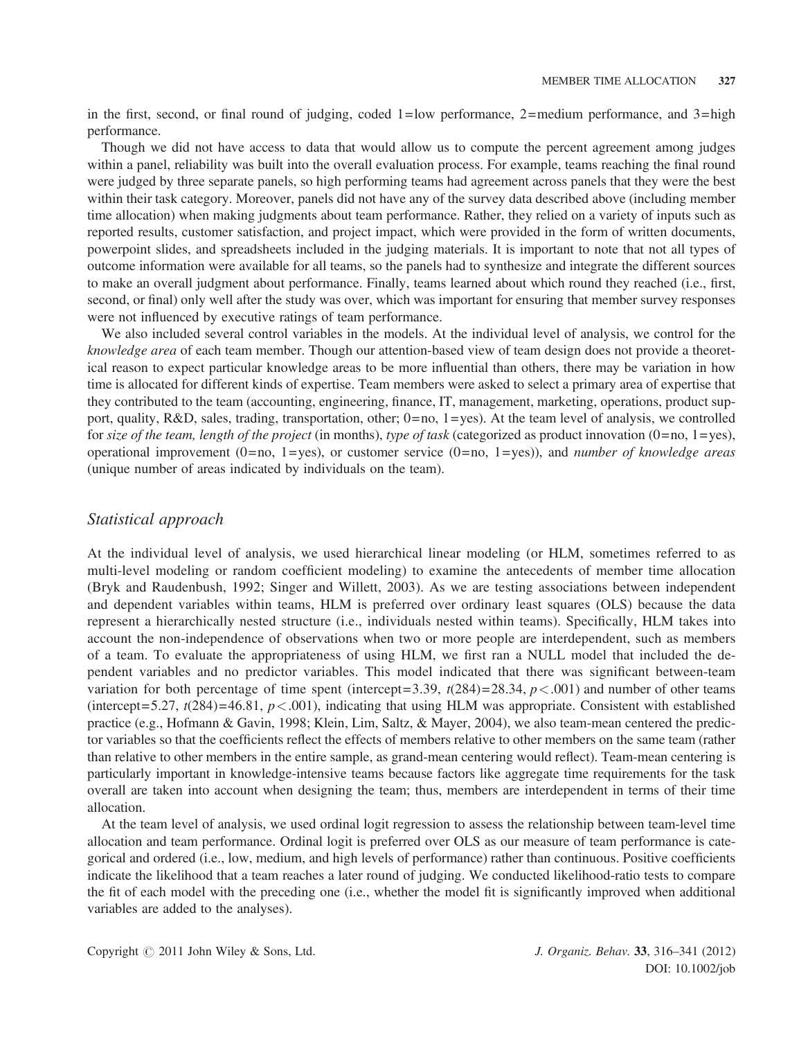in the first, second, or final round of judging, coded 1=low performance, 2=medium performance, and 3=high performance.

Though we did not have access to data that would allow us to compute the percent agreement among judges within a panel, reliability was built into the overall evaluation process. For example, teams reaching the final round were judged by three separate panels, so high performing teams had agreement across panels that they were the best within their task category. Moreover, panels did not have any of the survey data described above (including member time allocation) when making judgments about team performance. Rather, they relied on a variety of inputs such as reported results, customer satisfaction, and project impact, which were provided in the form of written documents, powerpoint slides, and spreadsheets included in the judging materials. It is important to note that not all types of outcome information were available for all teams, so the panels had to synthesize and integrate the different sources to make an overall judgment about performance. Finally, teams learned about which round they reached (i.e., first, second, or final) only well after the study was over, which was important for ensuring that member survey responses were not influenced by executive ratings of team performance.

We also included several control variables in the models. At the individual level of analysis, we control for the *knowledge area* of each team member. Though our attention-based view of team design does not provide a theoretical reason to expect particular knowledge areas to be more influential than others, there may be variation in how time is allocated for different kinds of expertise. Team members were asked to select a primary area of expertise that they contributed to the team (accounting, engineering, finance, IT, management, marketing, operations, product support, quality, R&D, sales, trading, transportation, other; 0=no, 1=yes). At the team level of analysis, we controlled for *size of the team, length of the project* (in months), *type of task* (categorized as product innovation (0=no, 1=yes), operational improvement (0=no, 1=yes), or customer service (0=no, 1=yes)), and *number of knowledge areas* (unique number of areas indicated by individuals on the team).

## *Statistical approach*

At the individual level of analysis, we used hierarchical linear modeling (or HLM, sometimes referred to as multi-level modeling or random coefficient modeling) to examine the antecedents of member time allocation (Bryk and Raudenbush, 1992; Singer and Willett, 2003). As we are testing associations between independent and dependent variables within teams, HLM is preferred over ordinary least squares (OLS) because the data represent a hierarchically nested structure (i.e., individuals nested within teams). Specifically, HLM takes into account the non-independence of observations when two or more people are interdependent, such as members of a team. To evaluate the appropriateness of using HLM, we first ran a NULL model that included the dependent variables and no predictor variables. This model indicated that there was significant between-team variation for both percentage of time spent (intercept=3.39, $t(284)=28.34$, $p<.001$) and number of other teams (intercept=5.27, $t(284)=46.81$, $p<.001$), indicating that using HLM was appropriate. Consistent with established practice (e.g., Hofmann & Gavin, 1998; Klein, Lim, Saltz, & Mayer, 2004), we also team-mean centered the predictor variables so that the coefficients reflect the effects of members relative to other members on the same team (rather than relative to other members in the entire sample, as grand-mean centering would reflect). Team-mean centering is particularly important in knowledge-intensive teams because factors like aggregate time requirements for the task overall are taken into account when designing the team; thus, members are interdependent in terms of their time allocation.

At the team level of analysis, we used ordinal logit regression to assess the relationship between team-level time allocation and team performance. Ordinal logit is preferred over OLS as our measure of team performance is categorical and ordered (i.e., low, medium, and high levels of performance) rather than continuous. Positive coefficients indicate the likelihood that a team reaches a later round of judging. We conducted likelihood-ratio tests to compare the fit of each model with the preceding one (i.e., whether the model fit is significantly improved when additional variables are added to the analyses).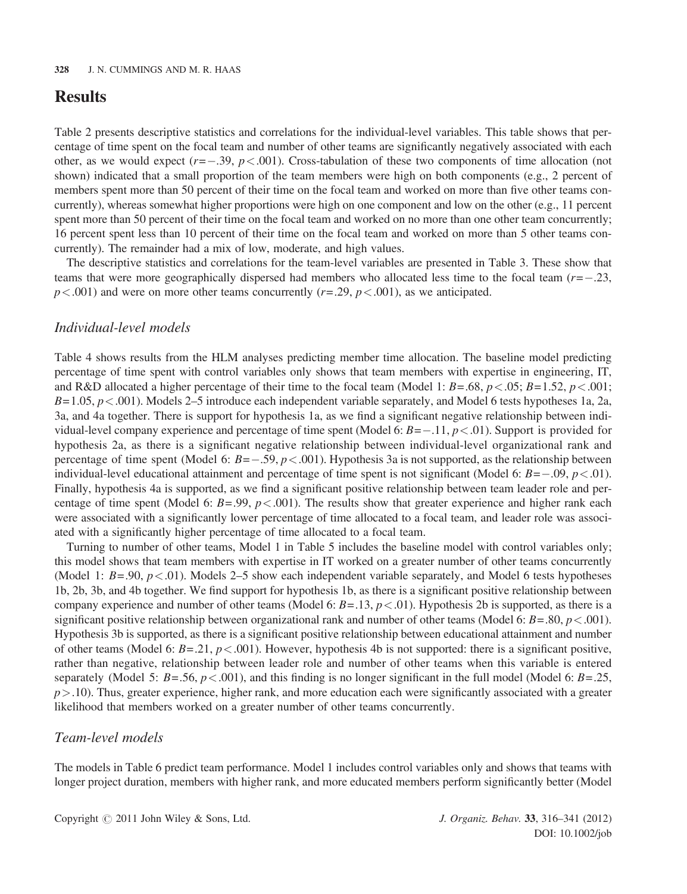# Results

Table 2 presents descriptive statistics and correlations for the individual-level variables. This table shows that percentage of time spent on the focal team and number of other teams are significantly negatively associated with each other, as we would expect ($r = -.39$, $p < .001$). Cross-tabulation of these two components of time allocation (not shown) indicated that a small proportion of the team members were high on both components (e.g., 2 percent of members spent more than 50 percent of their time on the focal team and worked on more than five other teams concurrently), whereas somewhat higher proportions were high on one component and low on the other (e.g., 11 percent spent more than 50 percent of their time on the focal team and worked on no more than one other team concurrently; 16 percent spent less than 10 percent of their time on the focal team and worked on more than 5 other teams concurrently). The remainder had a mix of low, moderate, and high values.

The descriptive statistics and correlations for the team-level variables are presented in Table 3. These show that teams that were more geographically dispersed had members who allocated less time to the focal team ($r = -.23$, $p < .001$) and were on more other teams concurrently ($r = .29$, $p < .001$), as we anticipated.

## *Individual-level models*

Table 4 shows results from the HLM analyses predicting member time allocation. The baseline model predicting percentage of time spent with control variables only shows that team members with expertise in engineering, IT, and R&D allocated a higher percentage of their time to the focal team (Model 1: $B = .68$, $p < .05$; $B = 1.52$, $p < .001$; $B = 1.05$, $p < .001$). Models 2–5 introduce each independent variable separately, and Model 6 tests hypotheses 1a, 2a, 3a, and 4a together. There is support for hypothesis 1a, as we find a significant negative relationship between individual-level company experience and percentage of time spent (Model 6: $B = -.11$, $p < .01$). Support is provided for hypothesis 2a, as there is a significant negative relationship between individual-level organizational rank and percentage of time spent (Model 6: $B = -.59$, $p < .001$). Hypothesis 3a is not supported, as the relationship between individual-level educational attainment and percentage of time spent is not significant (Model 6: $B = -.09$, $p < .01$). Finally, hypothesis 4a is supported, as we find a significant positive relationship between team leader role and percentage of time spent (Model 6: $B = .99$, $p < .001$). The results show that greater experience and higher rank each were associated with a significantly lower percentage of time allocated to a focal team, and leader role was associated with a significantly higher percentage of time allocated to a focal team.

Turning to number of other teams, Model 1 in Table 5 includes the baseline model with control variables only; this model shows that team members with expertise in IT worked on a greater number of other teams concurrently (Model 1: $B = .90$, $p < .01$). Models 2–5 show each independent variable separately, and Model 6 tests hypotheses 1b, 2b, 3b, and 4b together. We find support for hypothesis 1b, as there is a significant positive relationship between company experience and number of other teams (Model 6: $B = .13$, $p < .01$). Hypothesis 2b is supported, as there is a significant positive relationship between organizational rank and number of other teams (Model 6: $B = .80$, $p < .001$). Hypothesis 3b is supported, as there is a significant positive relationship between educational attainment and number of other teams (Model 6: $B = .21$, $p < .001$). However, hypothesis 4b is not supported: there is a significant positive, rather than negative, relationship between leader role and number of other teams when this variable is entered separately (Model 5: $B = .56$, $p < .001$), and this finding is no longer significant in the full model (Model 6: $B = .25$, $p > .10$). Thus, greater experience, higher rank, and more education each were significantly associated with a greater likelihood that members worked on a greater number of other teams concurrently.

## *Team-level models*

The models in Table 6 predict team performance. Model 1 includes control variables only and shows that teams with longer project duration, members with higher rank, and more educated members perform significantly better (Model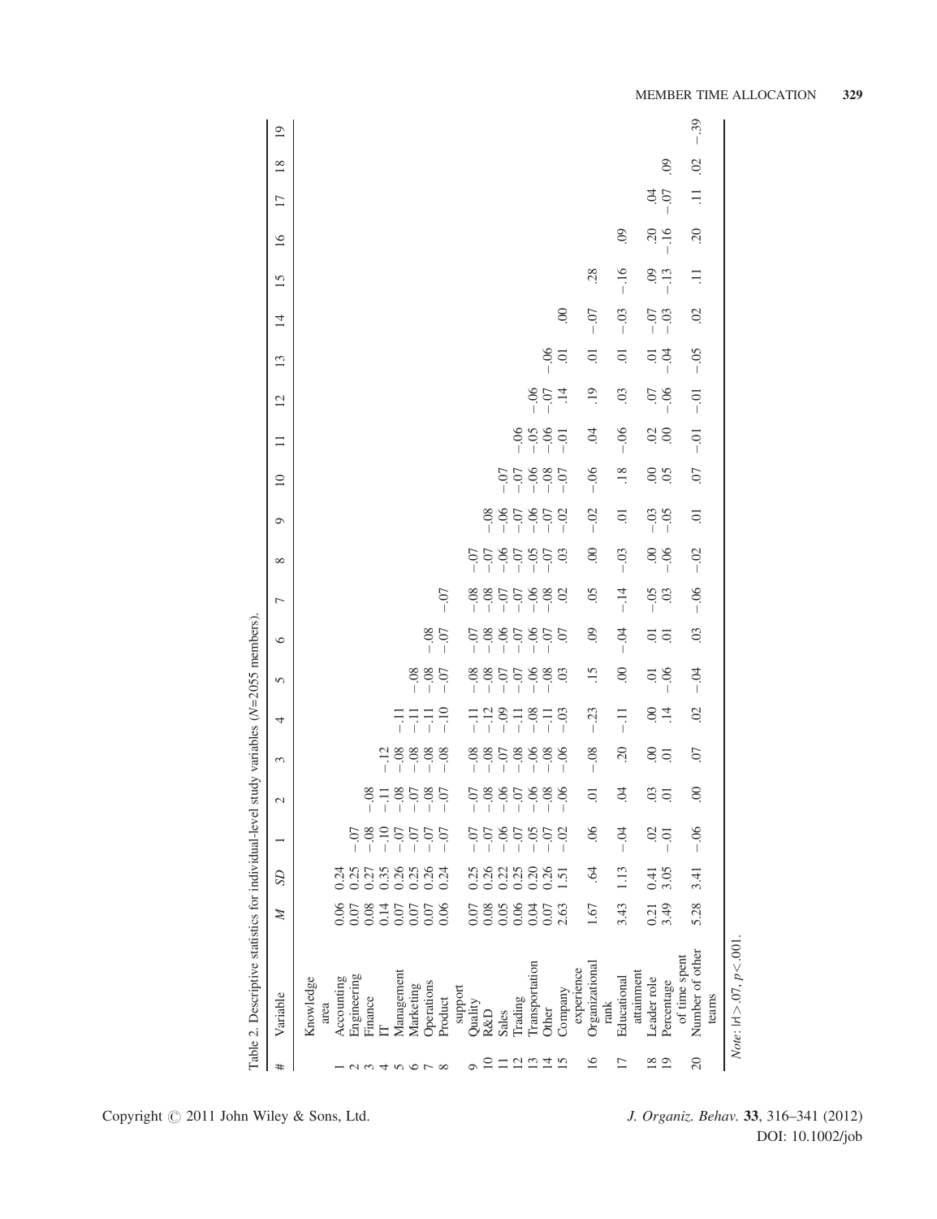Table 2. Descriptive statistics for individual-level study variables ($N$=2055 members).

| # | Variable | $M$ | $SD$ | 1 | 2 | 3 | 4 | 5 | 6 | 7 | 8 | 9 | 10 | 11 | 12 | 13 | 14 | 15 | 16 | 17 | 18 | 19 |
|---|---|---|---|---|---|---|---|---|---|---|---|---|---|---|---|---|---|---|---|---|---|---|
| | Knowledge area | | | | | | | | | | | | | | | | | | | | | |
| 1 | Accounting | 0.06 | 0.24 | | | | | | | | | | | | | | | | | | | |
| 2 | Engineering | 0.07 | 0.25 | −.07 | | | | | | | | | | | | | | | | | | |
| 3 | Finance | 0.08 | 0.27 | −.08 | −.08 | | | | | | | | | | | | | | | | | |
| 4 | IT | 0.14 | 0.35 | −.10 | −.11 | −.12 | | | | | | | | | | | | | | | | |
| 5 | Management | 0.07 | 0.26 | −.07 | −.08 | −.08 | −.11 | | | | | | | | | | | | | | | |
| 6 | Marketing | 0.07 | 0.25 | −.07 | −.07 | −.08 | −.11 | −.08 | | | | | | | | | | | | | | |
| 7 | Operations | 0.07 | 0.26 | −.07 | −.08 | −.08 | −.11 | −.08 | −.08 | | | | | | | | | | | | | |
| 8 | Product support | 0.06 | 0.24 | −.07 | −.07 | −.08 | −.10 | −.07 | −.07 | −.07 | | | | | | | | | | | | |
| 9 | Quality | 0.07 | 0.25 | −.07 | −.07 | −.08 | −.11 | −.08 | −.07 | −.08 | −.07 | | | | | | | | | | | |
| 10 | R&D | 0.08 | 0.26 | −.07 | −.08 | −.08 | −.12 | −.08 | −.08 | −.08 | −.07 | −.08 | | | | | | | | | | |
| 11 | Sales | 0.05 | 0.22 | −.06 | −.06 | −.07 | −.09 | −.07 | −.06 | −.07 | −.06 | −.06 | −.07 | | | | | | | | | |
| 12 | Trading | 0.06 | 0.25 | −.07 | −.07 | −.08 | −.11 | −.07 | −.07 | −.07 | −.07 | −.07 | −.07 | −.06 | | | | | | | | |
| 13 | Transportation | 0.04 | 0.20 | −.05 | −.06 | −.06 | −.08 | −.06 | −.06 | −.06 | −.05 | −.06 | −.06 | −.05 | −.06 | | | | | | | |
| 14 | Other | 0.07 | 0.26 | −.07 | −.08 | −.08 | −.11 | −.08 | −.07 | −.08 | −.07 | −.07 | −.08 | −.06 | −.07 | −.06 | | | | | | |
| 15 | Company experience | 2.63 | 1.51 | −.02 | −.06 | −.06 | −.03 | .03 | .07 | .02 | .03 | −.02 | −.07 | −.01 | .14 | .01 | .00 | | | | | |
| 16 | Organizational rank | 1.67 | .64 | .06 | .01 | −.08 | −.23 | .15 | .09 | .05 | .00 | −.02 | −.06 | .04 | .19 | .01 | −.07 | .28 | | | | |
| 17 | Educational attainment | 3.43 | 1.13 | −.04 | .04 | .20 | −.11 | .00 | −.04 | −.14 | −.03 | .01 | .18 | −.06 | .03 | .01 | −.03 | −.16 | .09 | | | |
| 18 | Leader role | 0.21 | 0.41 | .02 | .03 | .00 | .00 | .01 | .01 | −.05 | .00 | −.03 | .00 | .02 | .07 | .01 | −.07 | .09 | .20 | .04 | | |
| 19 | Percentage of time spent | 3.49 | 3.05 | −.01 | .01 | .01 | .14 | −.06 | .01 | .03 | −.06 | −.05 | .05 | .00 | −.06 | −.04 | −.03 | −.13 | −.16 | −.07 | .09 | |
| 20 | Number of other teams | 5.28 | 3.41 | −.06 | .00 | .07 | .02 | −.04 | .03 | −.06 | −.02 | .01 | .07 | −.01 | −.01 | −.05 | .02 | .11 | .20 | .11 | .02 | −.39 |

*Note*: $|r| > .07$, $p < .001$.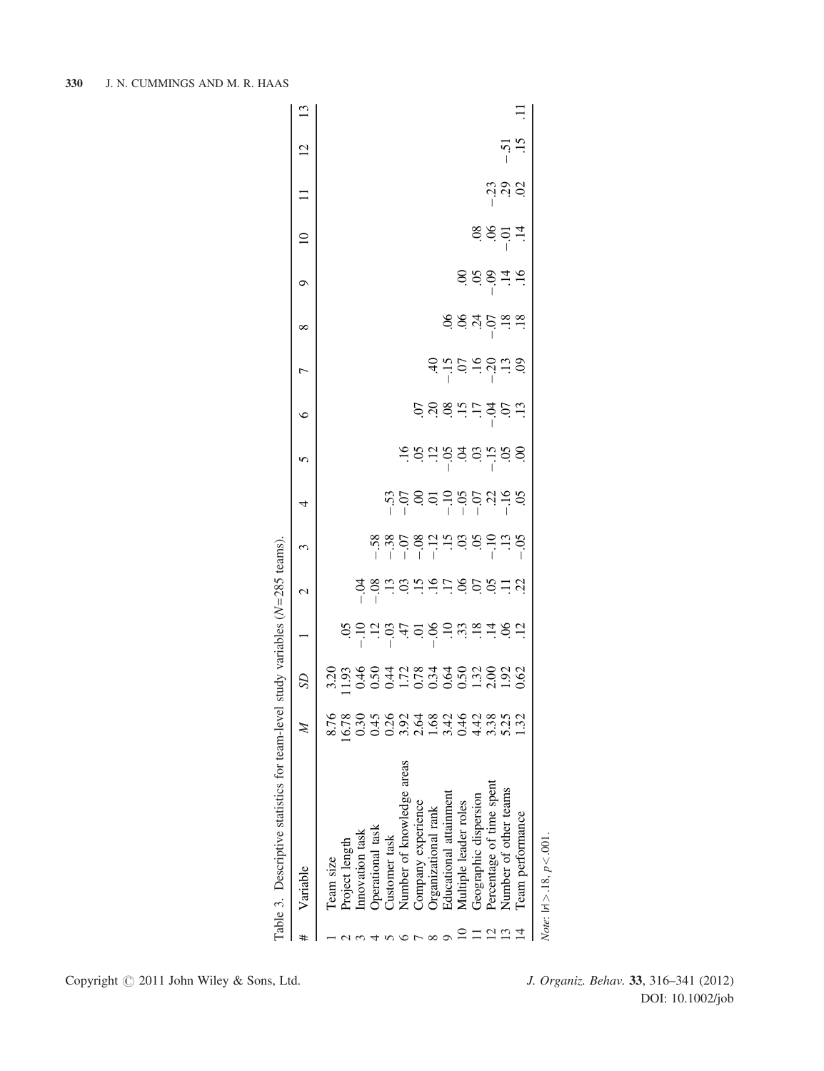Table 3. Descriptive statistics for team-level study variables ($N$=285 teams).

| # | Variable | $M$ | $SD$ | 1 | 2 | 3 | 4 | 5 | 6 | 7 | 8 | 9 | 10 | 11 | 12 | 13 |
|---|---|---|---|---|---|---|---|---|---|---|---|---|---|---|---|---|
| 1 | Team size | 8.76 | 3.20 | | | | | | | | | | | | | |
| 2 | Project length | 16.78 | 11.93 | .05 | | | | | | | | | | | | |
| 3 | Innovation task | 0.30 | 0.46 | −.10 | −.04 | | | | | | | | | | | |
| 4 | Operational task | 0.45 | 0.50 | .12 | −.08 | −.58 | | | | | | | | | | |
| 5 | Customer task | 0.26 | 0.44 | −.03 | .13 | −.38 | −.53 | | | | | | | | | |
| 6 | Number of knowledge areas | 3.92 | 1.72 | .47 | .03 | −.07 | −.07 | .16 | | | | | | | | |
| 7 | Company experience | 2.64 | 0.78 | .01 | .15 | −.08 | .00 | .05 | .07 | | | | | | | |
| 8 | Organizational rank | 1.68 | 0.34 | −.06 | .16 | −.12 | .01 | .12 | .20 | .40 | | | | | | |
| 9 | Educational attainment | 3.42 | 0.64 | .10 | .17 | .15 | −.10 | −.05 | .08 | −.15 | .06 | | | | | |
| 10 | Multiple leader roles | 0.46 | 0.50 | .33 | .06 | .03 | −.05 | .04 | .15 | .07 | .06 | .00 | | | | |
| 11 | Geographic dispersion | 4.42 | 1.32 | .18 | .07 | .05 | −.07 | .03 | .17 | .16 | .24 | .05 | .08 | | | |
| 12 | Percentage of time spent | 3.38 | 2.00 | .14 | .05 | −.10 | .22 | −.15 | −.04 | −.20 | −.07 | −.09 | .06 | −.23 | | |
| 13 | Number of other teams | 5.25 | 1.92 | .06 | .11 | .13 | −.16 | .05 | .07 | .13 | .18 | .14 | −.01 | .29 | −.51 | |
| 14 | Team performance | 1.32 | 0.62 | .12 | .22 | −.05 | .05 | .00 | .13 | .09 | .18 | .16 | .14 | .02 | .15 | .11 |

*Note*: $|r| > .18$, $p < .001$.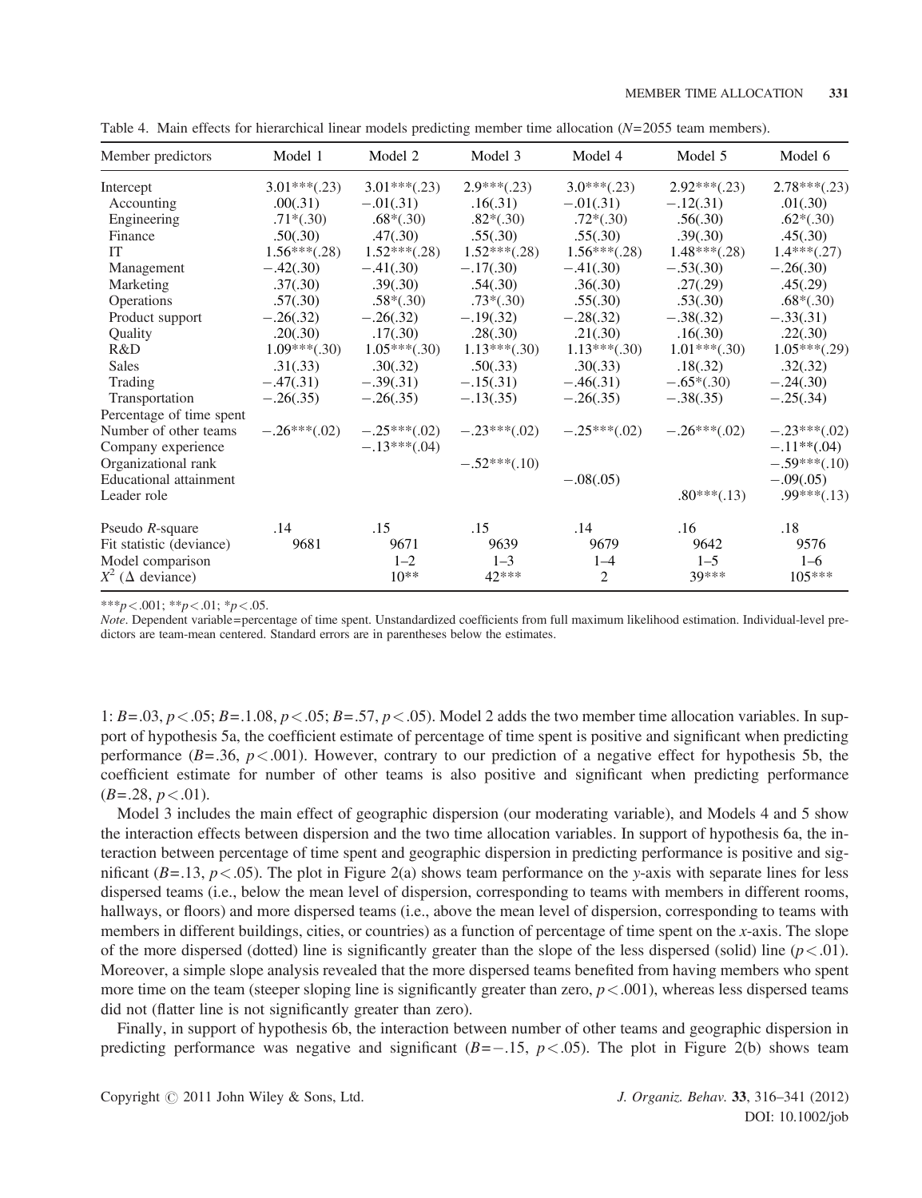Table 4. Main effects for hierarchical linear models predicting member time allocation ($N$=2055 team members).

| Member predictors | Model 1 | Model 2 | Model 3 | Model 4 | Model 5 | Model 6 |
|---|---|---|---|---|---|---|
| Intercept | 3.01***(.23) | 3.01***(.23) | 2.9***(.23) | 3.0***(.23) | 2.92***(.23) | 2.78***(.23) |
| Accounting | .00(.31) | −.01(.31) | .16(.31) | −.01(.31) | −.12(.31) | .01(.30) |
| Engineering | .71*(.30) | .68*(.30) | .82*(.30) | .72*(.30) | .56(.30) | .62*(.30) |
| Finance | .50(.30) | .47(.30) | .55(.30) | .55(.30) | .39(.30) | .45(.30) |
| IT | 1.56***(.28) | 1.52***(.28) | 1.52***(.28) | 1.56***(.28) | 1.48***(.28) | 1.4***(.27) |
| Management | −.42(.30) | −.41(.30) | −.17(.30) | −.41(.30) | −.53(.30) | −.26(.30) |
| Marketing | .37(.30) | .39(.30) | .54(.30) | .36(.30) | .27(.29) | .45(.29) |
| Operations | .57(.30) | .58*(.30) | .73*(.30) | .55(.30) | .53(.30) | .68*(.30) |
| Product support | −.26(.32) | −.26(.32) | −.19(.32) | −.28(.32) | −.38(.32) | −.33(.31) |
| Quality | .20(.30) | .17(.30) | .28(.30) | .21(.30) | .16(.30) | .22(.30) |
| R&D | 1.09***(.30) | 1.05***(.30) | 1.13***(.30) | 1.13***(.30) | 1.01***(.30) | 1.05***(.29) |
| Sales | .31(.33) | .30(.32) | .50(.33) | .30(.33) | .18(.32) | .32(.32) |
| Trading | −.47(.31) | −.39(.31) | −.15(.31) | −.46(.31) | −.65*(.30) | −.24(.30) |
| Transportation | −.26(.35) | −.26(.35) | −.13(.35) | −.26(.35) | −.38(.35) | −.25(.34) |
| Percentage of time spent | | | | | | |
| Number of other teams | −.26***(.02) | −.25***(.02) | −.23***(.02) | −.25***(.02) | −.26***(.02) | −.23***(.02) |
| Company experience | | −.13***(.04) | | | | −.11**(.04) |
| Organizational rank | | | −.52***(.10) | | | −.59***(.10) |
| Educational attainment | | | | −.08(.05) | | −.09(.05) |
| Leader role | | | | | .80***(.13) | .99***(.13) |
| Pseudo $R$-square | .14 | .15 | .15 | .14 | .16 | .18 |
| Fit statistic (deviance) | 9681 | 9671 | 9639 | 9679 | 9642 | 9576 |
| Model comparison | | 1–2 | 1–3 | 1–4 | 1–5 | 1–6 |
| $X^2$ (Δ deviance) | | 10** | 42*** | 2 | 39*** | 105*** |

***$p<.001$; **$p<.01$; *$p<.05$.

*Note*. Dependent variable=percentage of time spent. Unstandardized coefficients from full maximum likelihood estimation. Individual-level predictors are team-mean centered. Standard errors are in parentheses below the estimates.

1: $B$=.03, $p<.05$; $B$=.1.08, $p<.05$; $B$=.57, $p<.05$). Model 2 adds the two member time allocation variables. In support of hypothesis 5a, the coefficient estimate of percentage of time spent is positive and significant when predicting performance ($B$=.36, $p<.001$). However, contrary to our prediction of a negative effect for hypothesis 5b, the coefficient estimate for number of other teams is also positive and significant when predicting performance ($B$=.28, $p<.01$).

Model 3 includes the main effect of geographic dispersion (our moderating variable), and Models 4 and 5 show the interaction effects between dispersion and the two time allocation variables. In support of hypothesis 6a, the interaction between percentage of time spent and geographic dispersion in predicting performance is positive and significant ($B$=.13, $p<.05$). The plot in Figure 2(a) shows team performance on the $y$-axis with separate lines for less dispersed teams (i.e., below the mean level of dispersion, corresponding to teams with members in different rooms, hallways, or floors) and more dispersed teams (i.e., above the mean level of dispersion, corresponding to teams with members in different buildings, cities, or countries) as a function of percentage of time spent on the $x$-axis. The slope of the more dispersed (dotted) line is significantly greater than the slope of the less dispersed (solid) line ($p<.01$). Moreover, a simple slope analysis revealed that the more dispersed teams benefited from having members who spent more time on the team (steeper sloping line is significantly greater than zero, $p<.001$), whereas less dispersed teams did not (flatter line is not significantly greater than zero).

Finally, in support of hypothesis 6b, the interaction between number of other teams and geographic dispersion in predicting performance was negative and significant ($B$=−.15, $p<.05$). The plot in Figure 2(b) shows team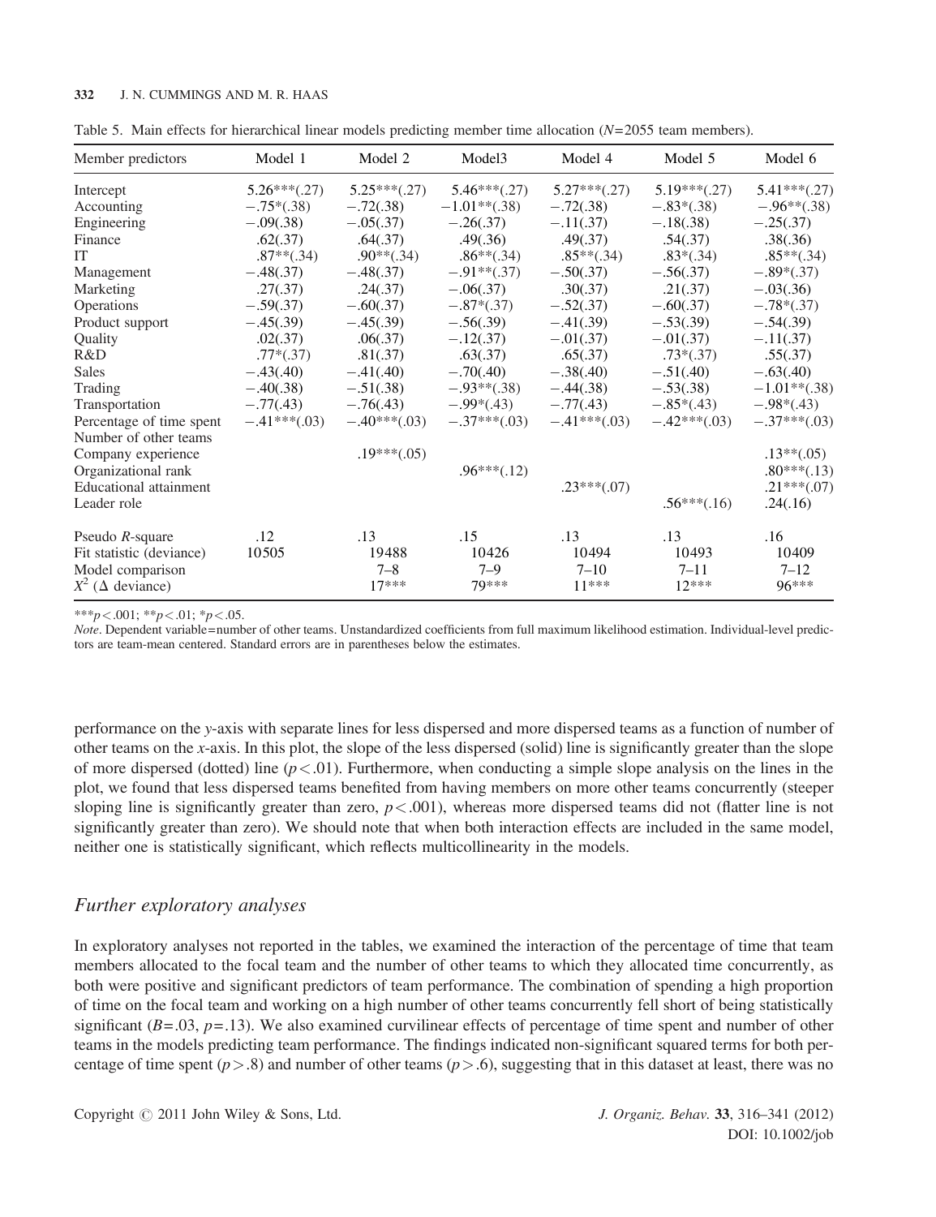Table 5. Main effects for hierarchical linear models predicting member time allocation ($N$=2055 team members).

| Member predictors | Model 1 | Model 2 | Model3 | Model 4 | Model 5 | Model 6 |
|---|---|---|---|---|---|---|
| Intercept | 5.26***(.27) | 5.25***(.27) | 5.46***(.27) | 5.27***(.27) | 5.19***(.27) | 5.41***(.27) |
| Accounting | −.75*(.38) | −.72(.38) | −1.01**(.38) | −.72(.38) | −.83*(.38) | −.96**(.38) |
| Engineering | −.09(.38) | −.05(.37) | −.26(.37) | −.11(.37) | −.18(.38) | −.25(.37) |
| Finance | .62(.37) | .64(.37) | .49(.36) | .49(.37) | .54(.37) | .38(.36) |
| IT | .87**(.34) | .90**(.34) | .86**(.34) | .85**(.34) | .83*(.34) | .85**(.34) |
| Management | −.48(.37) | −.48(.37) | −.91**(.37) | −.50(.37) | −.56(.37) | −.89*(.37) |
| Marketing | .27(.37) | .24(.37) | −.06(.37) | .30(.37) | .21(.37) | −.03(.36) |
| Operations | −.59(.37) | −.60(.37) | −.87*(.37) | −.52(.37) | −.60(.37) | −.78*(.37) |
| Product support | −.45(.39) | −.45(.39) | −.56(.39) | −.41(.39) | −.53(.39) | −.54(.39) |
| Quality | .02(.37) | .06(.37) | −.12(.37) | −.01(.37) | −.01(.37) | −.11(.37) |
| R&D | .77*(.37) | .81(.37) | .63(.37) | .65(.37) | .73*(.37) | .55(.37) |
| Sales | −.43(.40) | −.41(.40) | −.70(.40) | −.38(.40) | −.51(.40) | −.63(.40) |
| Trading | −.40(.38) | −.51(.38) | −.93**(.38) | −.44(.38) | −.53(.38) | −1.01**(.38) |
| Transportation | −.77(.43) | −.76(.43) | −.99*(.43) | −.77(.43) | −.85*(.43) | −.98*(.43) |
| Percentage of time spent | −.41***(.03) | −.40***(.03) | −.37***(.03) | −.41***(.03) | −.42***(.03) | −.37***(.03) |
| Number of other teams | | | | | | |
| Company experience | | .19***(.05) | | | | .13**(.05) |
| Organizational rank | | | .96***(.12) | | | .80***(.13) |
| Educational attainment | | | | .23***(.07) | | .21***(.07) |
| Leader role | | | | | .56***(.16) | .24(.16) |
| Pseudo $R$-square | .12 | .13 | .15 | .13 | .13 | .16 |
| Fit statistic (deviance) | 10505 | 19488 | 10426 | 10494 | 10493 | 10409 |
| Model comparison | | 7–8 | 7–9 | 7–10 | 7–11 | 7–12 |
| $X^2$ (Δ deviance) | | 17*** | 79*** | 11*** | 12*** | 96*** |

***$p<.001$; **$p<.01$; *$p<.05$.

*Note*. Dependent variable=number of other teams. Unstandardized coefficients from full maximum likelihood estimation. Individual-level predictors are team-mean centered. Standard errors are in parentheses below the estimates.

performance on the $y$-axis with separate lines for less dispersed and more dispersed teams as a function of number of other teams on the $x$-axis. In this plot, the slope of the less dispersed (solid) line is significantly greater than the slope of more dispersed (dotted) line ($p<.01$). Furthermore, when conducting a simple slope analysis on the lines in the plot, we found that less dispersed teams benefited from having members on more other teams concurrently (steeper sloping line is significantly greater than zero, $p<.001$), whereas more dispersed teams did not (flatter line is not significantly greater than zero). We should note that when both interaction effects are included in the same model, neither one is statistically significant, which reflects multicollinearity in the models.

## *Further exploratory analyses*

In exploratory analyses not reported in the tables, we examined the interaction of the percentage of time that team members allocated to the focal team and the number of other teams to which they allocated time concurrently, as both were positive and significant predictors of team performance. The combination of spending a high proportion of time on the focal team and working on a high number of other teams concurrently fell short of being statistically significant ($B$=.03, $p$=.13). We also examined curvilinear effects of percentage of time spent and number of other teams in the models predicting team performance. The findings indicated non-significant squared terms for both percentage of time spent ($p>.8$) and number of other teams ($p>.6$), suggesting that in this dataset at least, there was no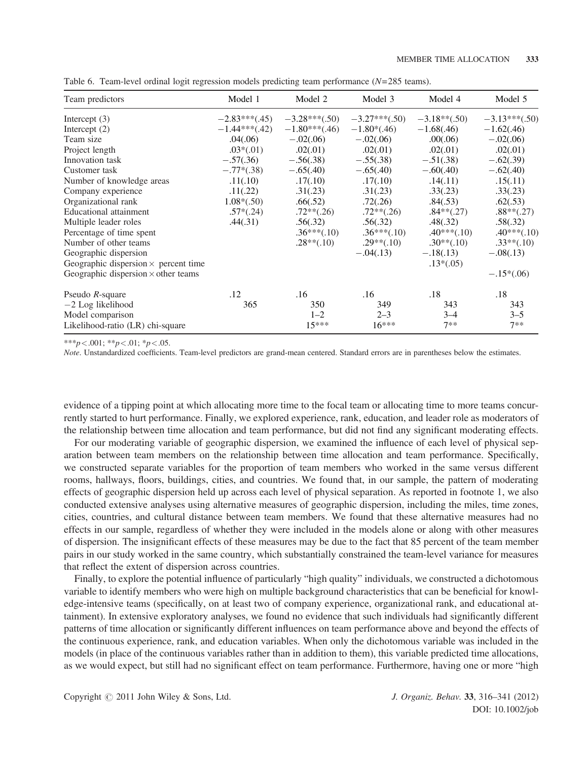Table 6. Team-level ordinal logit regression models predicting team performance ($N$=285 teams).

| Team predictors | Model 1 | Model 2 | Model 3 | Model 4 | Model 5 |
|---|---|---|---|---|---|
| Intercept (3) | −2.83***(.45) | −3.28***(.50) | −3.27***(.50) | −3.18**(.50) | −3.13***(.50) |
| Intercept (2) | −1.44***(.42) | −1.80***(.46) | −1.80*(.46) | −1.68(.46) | −1.62(.46) |
| Team size | .04(.06) | −.02(.06) | −.02(.06) | .00(.06) | −.02(.06) |
| Project length | .03*(.01) | .02(.01) | .02(.01) | .02(.01) | .02(.01) |
| Innovation task | −.57(.36) | −.56(.38) | −.55(.38) | −.51(.38) | −.62(.39) |
| Customer task | −.77*(.38) | −.65(.40) | −.65(.40) | −.60(.40) | −.62(.40) |
| Number of knowledge areas | .11(.10) | .17(.10) | .17(.10) | .14(.11) | .15(.11) |
| Company experience | .11(.22) | .31(.23) | .31(.23) | .33(.23) | .33(.23) |
| Organizational rank | 1.08*(.50) | .66(.52) | .72(.26) | .84(.53) | .62(.53) |
| Educational attainment | .57*(.24) | .72**(.26) | .72**(.26) | .84**(.27) | .88**(.27) |
| Multiple leader roles | .44(.31) | .56(.32) | .56(.32) | .48(.32) | .58(.32) |
| Percentage of time spent | | .36***(.10) | .36***(.10) | .40***(.10) | .40***(.10) |
| Number of other teams | | .28**(.10) | .29**(.10) | .30**(.10) | .33**(.10) |
| Geographic dispersion | | | −.04(.13) | −.18(.13) | −.08(.13) |
| Geographic dispersion × percent time | | | | .13*(.05) | |
| Geographic dispersion × other teams | | | | | −.15*(.06) |
| Pseudo $R$-square | .12 | .16 | .16 | .18 | .18 |
| −2 Log likelihood | 365 | 350 | 349 | 343 | 343 |
| Model comparison | | 1–2 | 2–3 | 3–4 | 3–5 |
| Likelihood-ratio (LR) chi-square | | 15*** | 16*** | 7** | 7** |

***$p < .001$; **$p < .01$; *$p < .05$.

*Note*. Unstandardized coefficients. Team-level predictors are grand-mean centered. Standard errors are in parentheses below the estimates.

evidence of a tipping point at which allocating more time to the focal team or allocating time to more teams concurrently started to hurt performance. Finally, we explored experience, rank, education, and leader role as moderators of the relationship between time allocation and team performance, but did not find any significant moderating effects.

For our moderating variable of geographic dispersion, we examined the influence of each level of physical separation between team members on the relationship between time allocation and team performance. Specifically, we constructed separate variables for the proportion of team members who worked in the same versus different rooms, hallways, floors, buildings, cities, and countries. We found that, in our sample, the pattern of moderating effects of geographic dispersion held up across each level of physical separation. As reported in footnote 1, we also conducted extensive analyses using alternative measures of geographic dispersion, including the miles, time zones, cities, countries, and cultural distance between team members. We found that these alternative measures had no effects in our sample, regardless of whether they were included in the models alone or along with other measures of dispersion. The insignificant effects of these measures may be due to the fact that 85 percent of the team member pairs in our study worked in the same country, which substantially constrained the team-level variance for measures that reflect the extent of dispersion across countries.

Finally, to explore the potential influence of particularly "high quality" individuals, we constructed a dichotomous variable to identify members who were high on multiple background characteristics that can be beneficial for knowledge-intensive teams (specifically, on at least two of company experience, organizational rank, and educational attainment). In extensive exploratory analyses, we found no evidence that such individuals had significantly different patterns of time allocation or significantly different influences on team performance above and beyond the effects of the continuous experience, rank, and education variables. When only the dichotomous variable was included in the models (in place of the continuous variables rather than in addition to them), this variable predicted time allocations, as we would expect, but still had no significant effect on team performance. Furthermore, having one or more "high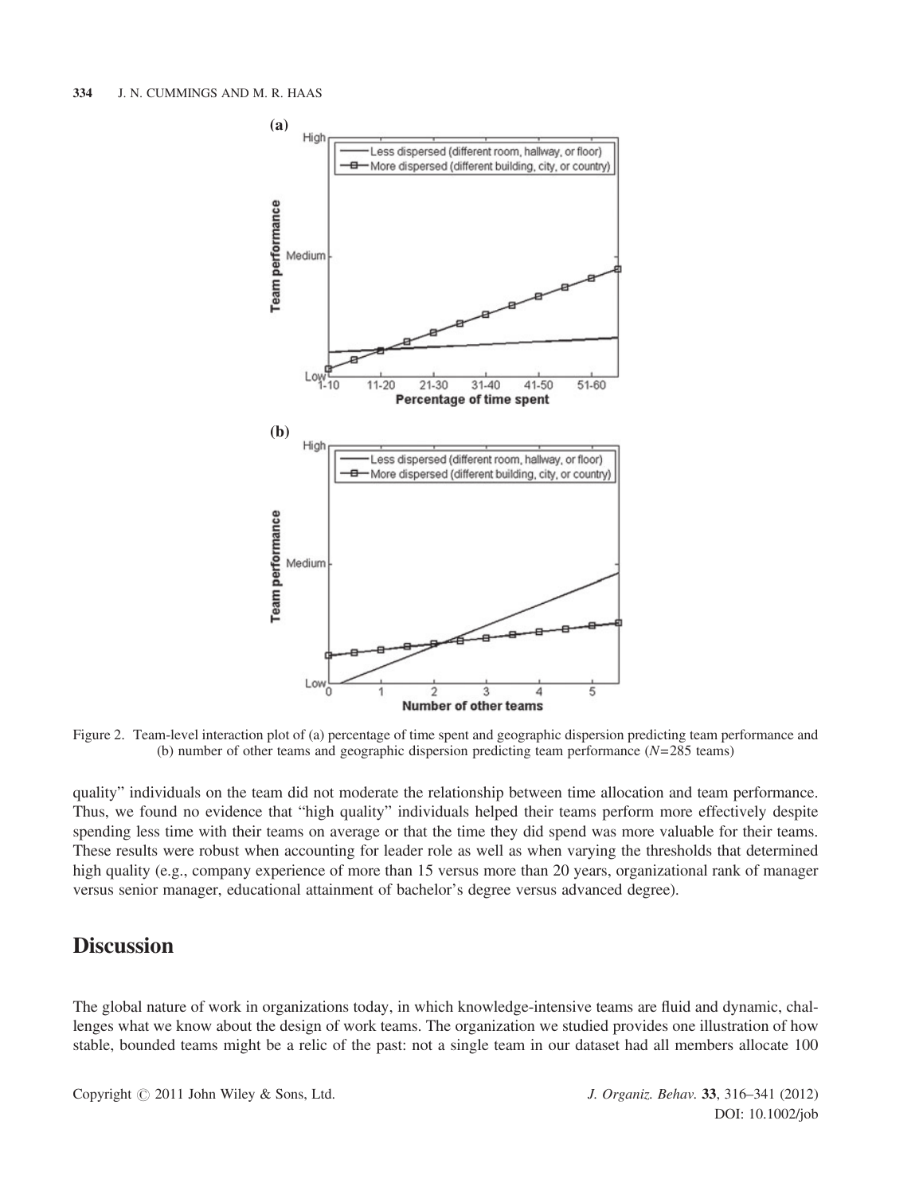Figure 2. Team-level interaction plot of (a) percentage of time spent and geographic dispersion predicting team performance and (b) number of other teams and geographic dispersion predicting team performance ($N$=285 teams)

quality" individuals on the team did not moderate the relationship between time allocation and team performance. Thus, we found no evidence that "high quality" individuals helped their teams perform more effectively despite spending less time with their teams on average or that the time they did spend was more valuable for their teams. These results were robust when accounting for leader role as well as when varying the thresholds that determined high quality (e.g., company experience of more than 15 versus more than 20 years, organizational rank of manager versus senior manager, educational attainment of bachelor's degree versus advanced degree).

## Discussion

The global nature of work in organizations today, in which knowledge-intensive teams are fluid and dynamic, challenges what we know about the design of work teams. The organization we studied provides one illustration of how stable, bounded teams might be a relic of the past: not a single team in our dataset had all members allocate 100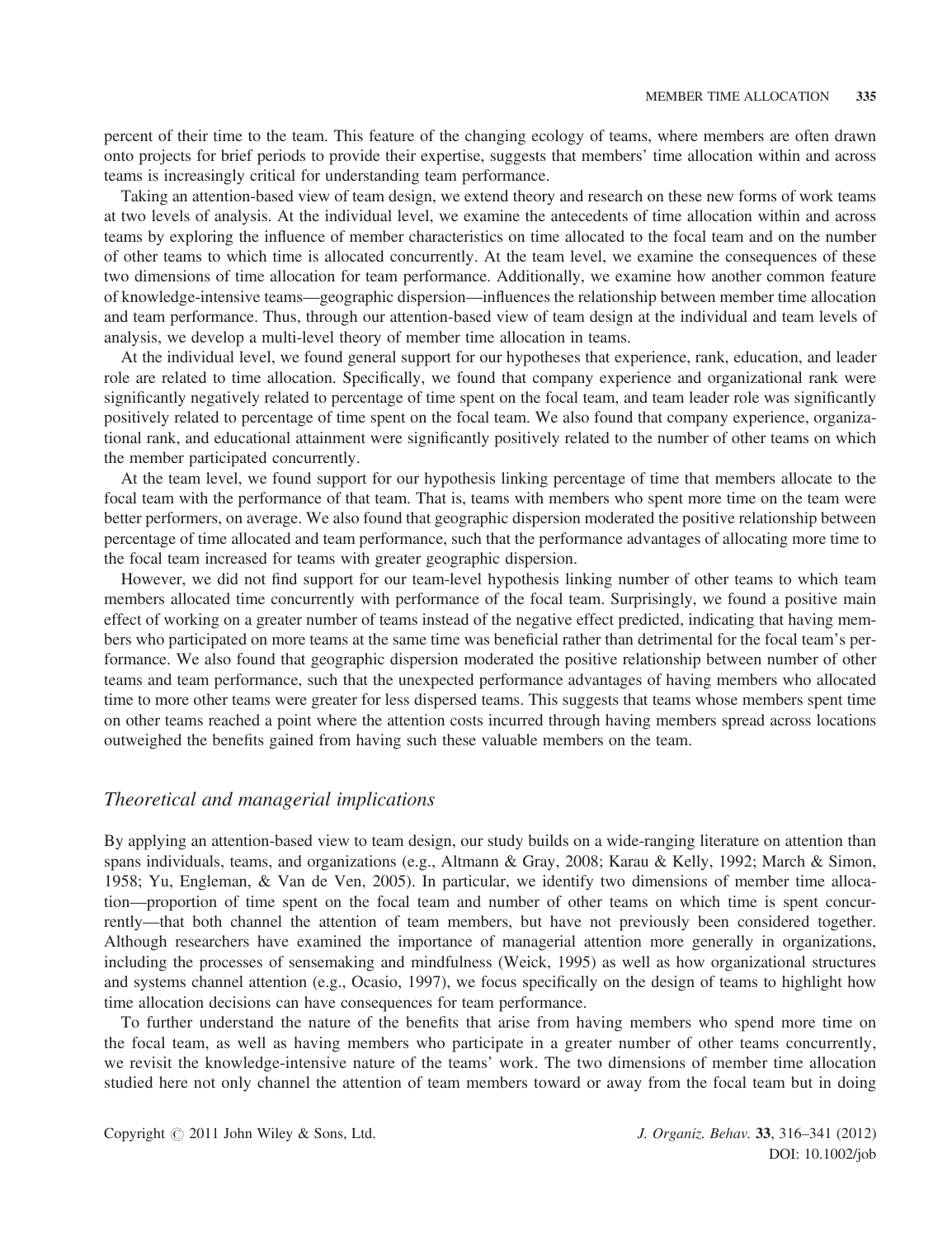percent of their time to the team. This feature of the changing ecology of teams, where members are often drawn onto projects for brief periods to provide their expertise, suggests that members' time allocation within and across teams is increasingly critical for understanding team performance.

Taking an attention-based view of team design, we extend theory and research on these new forms of work teams at two levels of analysis. At the individual level, we examine the antecedents of time allocation within and across teams by exploring the influence of member characteristics on time allocated to the focal team and on the number of other teams to which time is allocated concurrently. At the team level, we examine the consequences of these two dimensions of time allocation for team performance. Additionally, we examine how another common feature of knowledge-intensive teams—geographic dispersion—influences the relationship between member time allocation and team performance. Thus, through our attention-based view of team design at the individual and team levels of analysis, we develop a multi-level theory of member time allocation in teams.

At the individual level, we found general support for our hypotheses that experience, rank, education, and leader role are related to time allocation. Specifically, we found that company experience and organizational rank were significantly negatively related to percentage of time spent on the focal team, and team leader role was significantly positively related to percentage of time spent on the focal team. We also found that company experience, organizational rank, and educational attainment were significantly positively related to the number of other teams on which the member participated concurrently.

At the team level, we found support for our hypothesis linking percentage of time that members allocate to the focal team with the performance of that team. That is, teams with members who spent more time on the team were better performers, on average. We also found that geographic dispersion moderated the positive relationship between percentage of time allocated and team performance, such that the performance advantages of allocating more time to the focal team increased for teams with greater geographic dispersion.

However, we did not find support for our team-level hypothesis linking number of other teams to which team members allocated time concurrently with performance of the focal team. Surprisingly, we found a positive main effect of working on a greater number of teams instead of the negative effect predicted, indicating that having members who participated on more teams at the same time was beneficial rather than detrimental for the focal team's performance. We also found that geographic dispersion moderated the positive relationship between number of other teams and team performance, such that the unexpected performance advantages of having members who allocated time to more other teams were greater for less dispersed teams. This suggests that teams whose members spent time on other teams reached a point where the attention costs incurred through having members spread across locations outweighed the benefits gained from having such these valuable members on the team.

## *Theoretical and managerial implications*

By applying an attention-based view to team design, our study builds on a wide-ranging literature on attention than spans individuals, teams, and organizations (e.g., Altmann & Gray, 2008; Karau & Kelly, 1992; March & Simon, 1958; Yu, Engleman, & Van de Ven, 2005). In particular, we identify two dimensions of member time allocation—proportion of time spent on the focal team and number of other teams on which time is spent concurrently—that both channel the attention of team members, but have not previously been considered together. Although researchers have examined the importance of managerial attention more generally in organizations, including the processes of sensemaking and mindfulness (Weick, 1995) as well as how organizational structures and systems channel attention (e.g., Ocasio, 1997), we focus specifically on the design of teams to highlight how time allocation decisions can have consequences for team performance.

To further understand the nature of the benefits that arise from having members who spend more time on the focal team, as well as having members who participate in a greater number of other teams concurrently, we revisit the knowledge-intensive nature of the teams' work. The two dimensions of member time allocation studied here not only channel the attention of team members toward or away from the focal team but in doing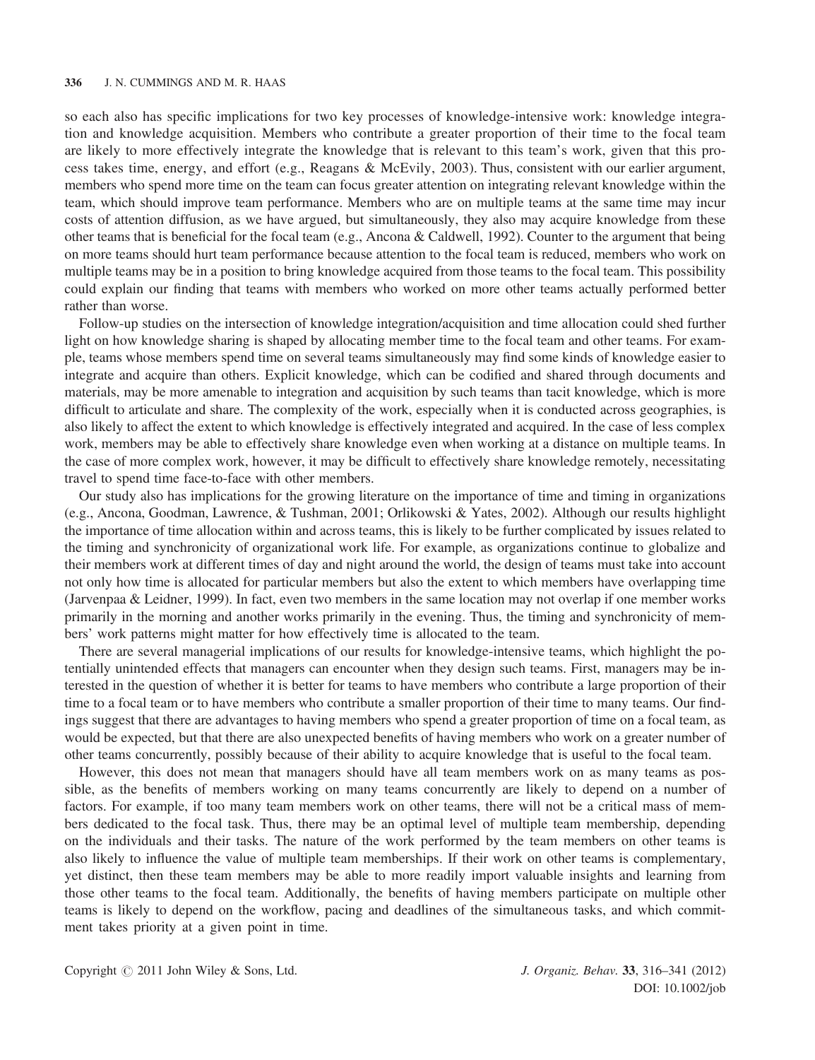so each also has specific implications for two key processes of knowledge-intensive work: knowledge integration and knowledge acquisition. Members who contribute a greater proportion of their time to the focal team are likely to more effectively integrate the knowledge that is relevant to this team's work, given that this process takes time, energy, and effort (e.g., Reagans & McEvily, 2003). Thus, consistent with our earlier argument, members who spend more time on the team can focus greater attention on integrating relevant knowledge within the team, which should improve team performance. Members who are on multiple teams at the same time may incur costs of attention diffusion, as we have argued, but simultaneously, they also may acquire knowledge from these other teams that is beneficial for the focal team (e.g., Ancona & Caldwell, 1992). Counter to the argument that being on more teams should hurt team performance because attention to the focal team is reduced, members who work on multiple teams may be in a position to bring knowledge acquired from those teams to the focal team. This possibility could explain our finding that teams with members who worked on more other teams actually performed better rather than worse.

Follow-up studies on the intersection of knowledge integration/acquisition and time allocation could shed further light on how knowledge sharing is shaped by allocating member time to the focal team and other teams. For example, teams whose members spend time on several teams simultaneously may find some kinds of knowledge easier to integrate and acquire than others. Explicit knowledge, which can be codified and shared through documents and materials, may be more amenable to integration and acquisition by such teams than tacit knowledge, which is more difficult to articulate and share. The complexity of the work, especially when it is conducted across geographies, is also likely to affect the extent to which knowledge is effectively integrated and acquired. In the case of less complex work, members may be able to effectively share knowledge even when working at a distance on multiple teams. In the case of more complex work, however, it may be difficult to effectively share knowledge remotely, necessitating travel to spend time face-to-face with other members.

Our study also has implications for the growing literature on the importance of time and timing in organizations (e.g., Ancona, Goodman, Lawrence, & Tushman, 2001; Orlikowski & Yates, 2002). Although our results highlight the importance of time allocation within and across teams, this is likely to be further complicated by issues related to the timing and synchronicity of organizational work life. For example, as organizations continue to globalize and their members work at different times of day and night around the world, the design of teams must take into account not only how time is allocated for particular members but also the extent to which members have overlapping time (Jarvenpaa & Leidner, 1999). In fact, even two members in the same location may not overlap if one member works primarily in the morning and another works primarily in the evening. Thus, the timing and synchronicity of members' work patterns might matter for how effectively time is allocated to the team.

There are several managerial implications of our results for knowledge-intensive teams, which highlight the potentially unintended effects that managers can encounter when they design such teams. First, managers may be interested in the question of whether it is better for teams to have members who contribute a large proportion of their time to a focal team or to have members who contribute a smaller proportion of their time to many teams. Our findings suggest that there are advantages to having members who spend a greater proportion of time on a focal team, as would be expected, but that there are also unexpected benefits of having members who work on a greater number of other teams concurrently, possibly because of their ability to acquire knowledge that is useful to the focal team.

However, this does not mean that managers should have all team members work on as many teams as possible, as the benefits of members working on many teams concurrently are likely to depend on a number of factors. For example, if too many team members work on other teams, there will not be a critical mass of members dedicated to the focal task. Thus, there may be an optimal level of multiple team membership, depending on the individuals and their tasks. The nature of the work performed by the team members on other teams is also likely to influence the value of multiple team memberships. If their work on other teams is complementary, yet distinct, then these team members may be able to more readily import valuable insights and learning from those other teams to the focal team. Additionally, the benefits of having members participate on multiple other teams is likely to depend on the workflow, pacing and deadlines of the simultaneous tasks, and which commitment takes priority at a given point in time.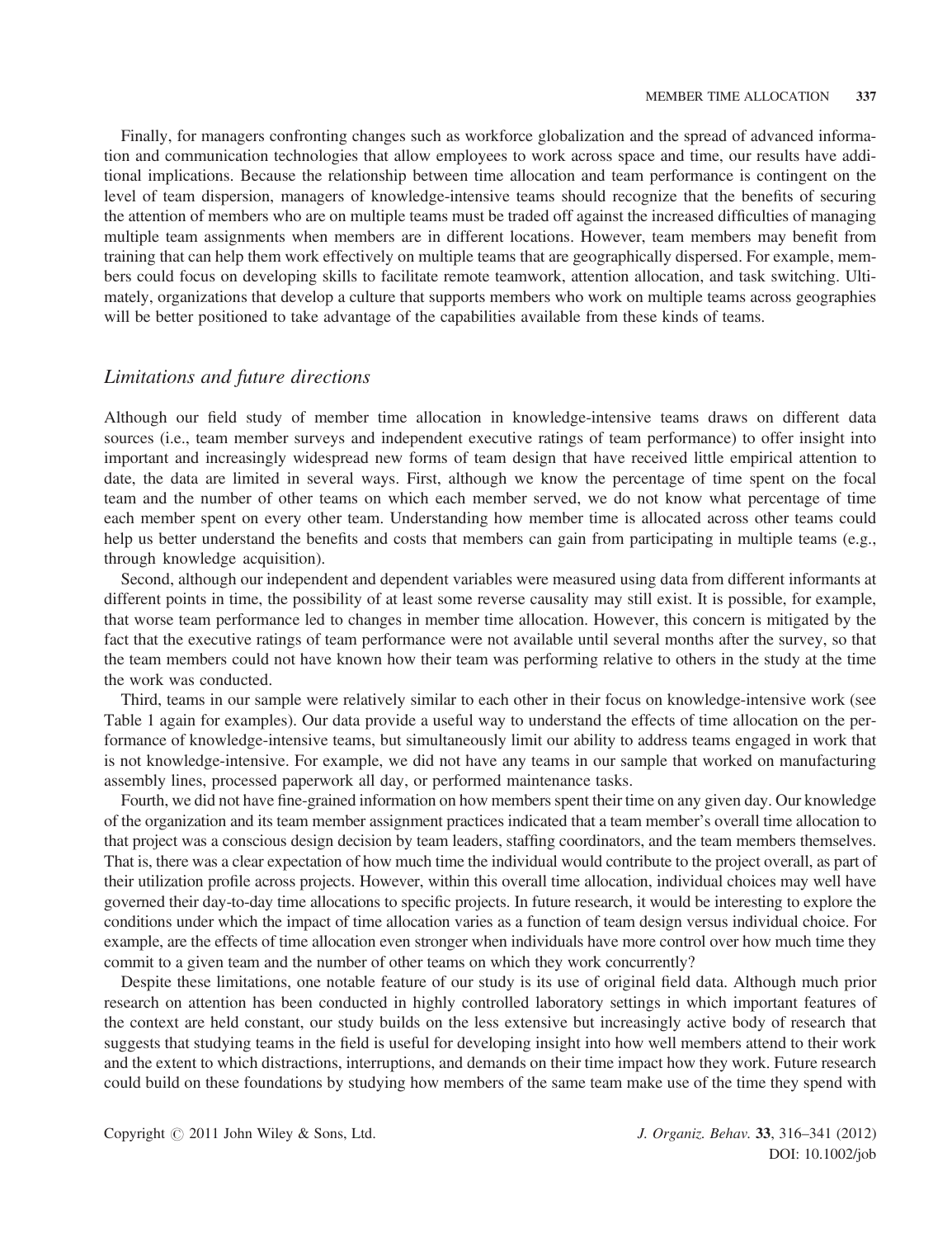Finally, for managers confronting changes such as workforce globalization and the spread of advanced information and communication technologies that allow employees to work across space and time, our results have additional implications. Because the relationship between time allocation and team performance is contingent on the level of team dispersion, managers of knowledge-intensive teams should recognize that the benefits of securing the attention of members who are on multiple teams must be traded off against the increased difficulties of managing multiple team assignments when members are in different locations. However, team members may benefit from training that can help them work effectively on multiple teams that are geographically dispersed. For example, members could focus on developing skills to facilitate remote teamwork, attention allocation, and task switching. Ultimately, organizations that develop a culture that supports members who work on multiple teams across geographies will be better positioned to take advantage of the capabilities available from these kinds of teams.

## *Limitations and future directions*

Although our field study of member time allocation in knowledge-intensive teams draws on different data sources (i.e., team member surveys and independent executive ratings of team performance) to offer insight into important and increasingly widespread new forms of team design that have received little empirical attention to date, the data are limited in several ways. First, although we know the percentage of time spent on the focal team and the number of other teams on which each member served, we do not know what percentage of time each member spent on every other team. Understanding how member time is allocated across other teams could help us better understand the benefits and costs that members can gain from participating in multiple teams (e.g., through knowledge acquisition).

Second, although our independent and dependent variables were measured using data from different informants at different points in time, the possibility of at least some reverse causality may still exist. It is possible, for example, that worse team performance led to changes in member time allocation. However, this concern is mitigated by the fact that the executive ratings of team performance were not available until several months after the survey, so that the team members could not have known how their team was performing relative to others in the study at the time the work was conducted.

Third, teams in our sample were relatively similar to each other in their focus on knowledge-intensive work (see Table 1 again for examples). Our data provide a useful way to understand the effects of time allocation on the performance of knowledge-intensive teams, but simultaneously limit our ability to address teams engaged in work that is not knowledge-intensive. For example, we did not have any teams in our sample that worked on manufacturing assembly lines, processed paperwork all day, or performed maintenance tasks.

Fourth, we did not have fine-grained information on how members spent their time on any given day. Our knowledge of the organization and its team member assignment practices indicated that a team member's overall time allocation to that project was a conscious design decision by team leaders, staffing coordinators, and the team members themselves. That is, there was a clear expectation of how much time the individual would contribute to the project overall, as part of their utilization profile across projects. However, within this overall time allocation, individual choices may well have governed their day-to-day time allocations to specific projects. In future research, it would be interesting to explore the conditions under which the impact of time allocation varies as a function of team design versus individual choice. For example, are the effects of time allocation even stronger when individuals have more control over how much time they commit to a given team and the number of other teams on which they work concurrently?

Despite these limitations, one notable feature of our study is its use of original field data. Although much prior research on attention has been conducted in highly controlled laboratory settings in which important features of the context are held constant, our study builds on the less extensive but increasingly active body of research that suggests that studying teams in the field is useful for developing insight into how well members attend to their work and the extent to which distractions, interruptions, and demands on their time impact how they work. Future research could build on these foundations by studying how members of the same team make use of the time they spend with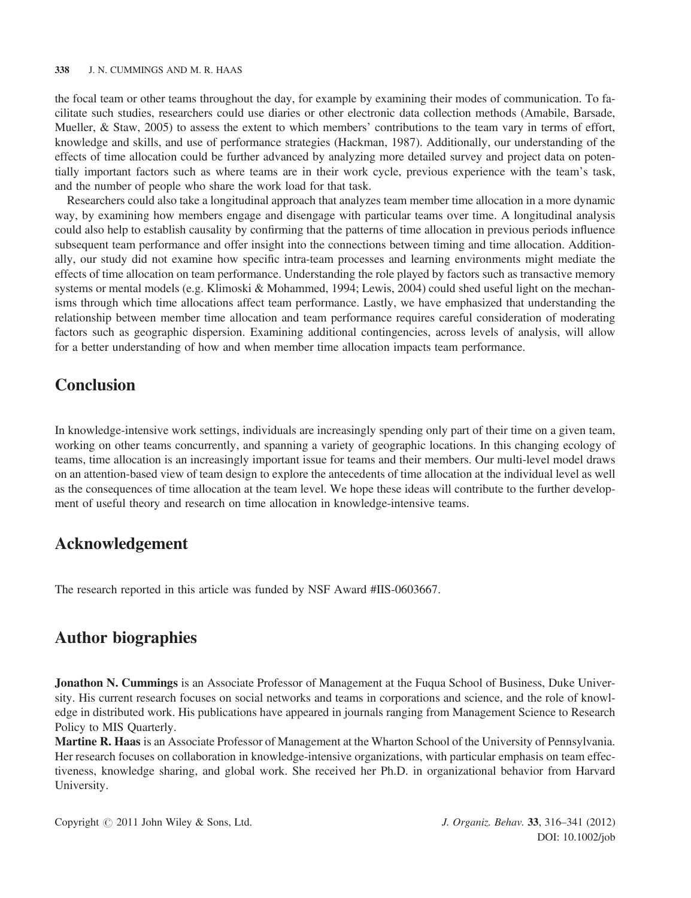the focal team or other teams throughout the day, for example by examining their modes of communication. To facilitate such studies, researchers could use diaries or other electronic data collection methods (Amabile, Barsade, Mueller, & Staw, 2005) to assess the extent to which members' contributions to the team vary in terms of effort, knowledge and skills, and use of performance strategies (Hackman, 1987). Additionally, our understanding of the effects of time allocation could be further advanced by analyzing more detailed survey and project data on potentially important factors such as where teams are in their work cycle, previous experience with the team's task, and the number of people who share the work load for that task.

Researchers could also take a longitudinal approach that analyzes team member time allocation in a more dynamic way, by examining how members engage and disengage with particular teams over time. A longitudinal analysis could also help to establish causality by confirming that the patterns of time allocation in previous periods influence subsequent team performance and offer insight into the connections between timing and time allocation. Additionally, our study did not examine how specific intra-team processes and learning environments might mediate the effects of time allocation on team performance. Understanding the role played by factors such as transactive memory systems or mental models (e.g. Klimoski & Mohammed, 1994; Lewis, 2004) could shed useful light on the mechanisms through which time allocations affect team performance. Lastly, we have emphasized that understanding the relationship between member time allocation and team performance requires careful consideration of moderating factors such as geographic dispersion. Examining additional contingencies, across levels of analysis, will allow for a better understanding of how and when member time allocation impacts team performance.

## Conclusion

In knowledge-intensive work settings, individuals are increasingly spending only part of their time on a given team, working on other teams concurrently, and spanning a variety of geographic locations. In this changing ecology of teams, time allocation is an increasingly important issue for teams and their members. Our multi-level model draws on an attention-based view of team design to explore the antecedents of time allocation at the individual level as well as the consequences of time allocation at the team level. We hope these ideas will contribute to the further development of useful theory and research on time allocation in knowledge-intensive teams.

## Acknowledgement

The research reported in this article was funded by NSF Award #IIS-0603667.

## Author biographies

**Jonathon N. Cummings** is an Associate Professor of Management at the Fuqua School of Business, Duke University. His current research focuses on social networks and teams in corporations and science, and the role of knowledge in distributed work. His publications have appeared in journals ranging from Management Science to Research Policy to MIS Quarterly.

**Martine R. Haas** is an Associate Professor of Management at the Wharton School of the University of Pennsylvania. Her research focuses on collaboration in knowledge-intensive organizations, with particular emphasis on team effectiveness, knowledge sharing, and global work. She received her Ph.D. in organizational behavior from Harvard University.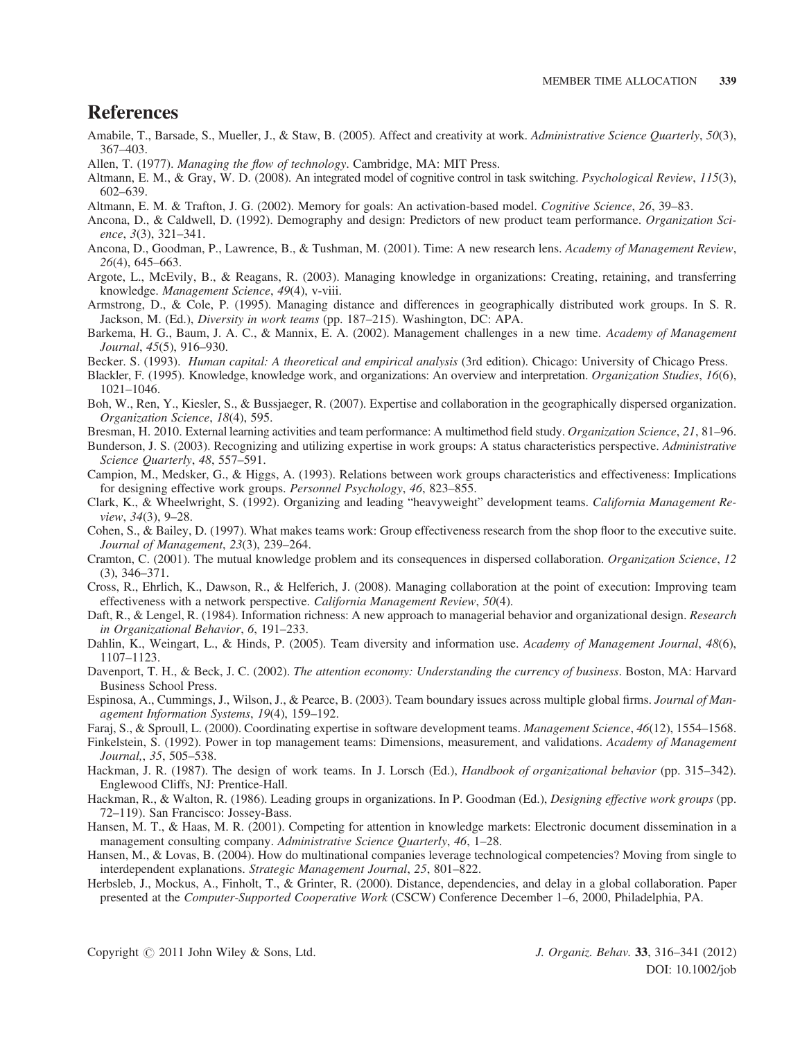# References

Amabile, T., Barsade, S., Mueller, J., & Staw, B. (2005). Affect and creativity at work. *Administrative Science Quarterly*, *50*(3), 367–403.

Allen, T. (1977). *Managing the flow of technology*. Cambridge, MA: MIT Press.

Altmann, E. M., & Gray, W. D. (2008). An integrated model of cognitive control in task switching. *Psychological Review*, *115*(3), 602–639.

Altmann, E. M. & Trafton, J. G. (2002). Memory for goals: An activation-based model. *Cognitive Science*, *26*, 39–83.

Ancona, D., & Caldwell, D. (1992). Demography and design: Predictors of new product team performance. *Organization Science*, *3*(3), 321–341.

Ancona, D., Goodman, P., Lawrence, B., & Tushman, M. (2001). Time: A new research lens. *Academy of Management Review*, *26*(4), 645–663.

Argote, L., McEvily, B., & Reagans, R. (2003). Managing knowledge in organizations: Creating, retaining, and transferring knowledge. *Management Science*, *49*(4), v-viii.

Armstrong, D., & Cole, P. (1995). Managing distance and differences in geographically distributed work groups. In S. R. Jackson, M. (Ed.), *Diversity in work teams* (pp. 187–215). Washington, DC: APA.

Barkema, H. G., Baum, J. A. C., & Mannix, E. A. (2002). Management challenges in a new time. *Academy of Management Journal*, *45*(5), 916–930.

Becker. S. (1993). *Human capital: A theoretical and empirical analysis* (3rd edition). Chicago: University of Chicago Press.

Blackler, F. (1995). Knowledge, knowledge work, and organizations: An overview and interpretation. *Organization Studies*, *16*(6), 1021–1046.

Boh, W., Ren, Y., Kiesler, S., & Bussjaeger, R. (2007). Expertise and collaboration in the geographically dispersed organization. *Organization Science*, *18*(4), 595.

Bresman, H. 2010. External learning activities and team performance: A multimethod field study. *Organization Science*, *21*, 81–96.

Bunderson, J. S. (2003). Recognizing and utilizing expertise in work groups: A status characteristics perspective. *Administrative Science Quarterly*, *48*, 557–591.

Campion, M., Medsker, G., & Higgs, A. (1993). Relations between work groups characteristics and effectiveness: Implications for designing effective work groups. *Personnel Psychology*, *46*, 823–855.

Clark, K., & Wheelwright, S. (1992). Organizing and leading "heavyweight" development teams. *California Management Review*, *34*(3), 9–28.

Cohen, S., & Bailey, D. (1997). What makes teams work: Group effectiveness research from the shop floor to the executive suite. *Journal of Management*, *23*(3), 239–264.

Cramton, C. (2001). The mutual knowledge problem and its consequences in dispersed collaboration. *Organization Science*, *12* (3), 346–371.

Cross, R., Ehrlich, K., Dawson, R., & Helferich, J. (2008). Managing collaboration at the point of execution: Improving team effectiveness with a network perspective. *California Management Review*, *50*(4).

Daft, R., & Lengel, R. (1984). Information richness: A new approach to managerial behavior and organizational design. *Research in Organizational Behavior*, *6*, 191–233.

Dahlin, K., Weingart, L., & Hinds, P. (2005). Team diversity and information use. *Academy of Management Journal*, *48*(6), 1107–1123.

Davenport, T. H., & Beck, J. C. (2002). *The attention economy: Understanding the currency of business*. Boston, MA: Harvard Business School Press.

Espinosa, A., Cummings, J., Wilson, J., & Pearce, B. (2003). Team boundary issues across multiple global firms. *Journal of Management Information Systems*, *19*(4), 159–192.

Faraj, S., & Sproull, L. (2000). Coordinating expertise in software development teams. *Management Science*, *46*(12), 1554–1568.

Finkelstein, S. (1992). Power in top management teams: Dimensions, measurement, and validations. *Academy of Management Journal,*, *35*, 505–538.

Hackman, J. R. (1987). The design of work teams. In J. Lorsch (Ed.), *Handbook of organizational behavior* (pp. 315–342). Englewood Cliffs, NJ: Prentice-Hall.

Hackman, R., & Walton, R. (1986). Leading groups in organizations. In P. Goodman (Ed.), *Designing effective work groups* (pp. 72–119). San Francisco: Jossey-Bass.

Hansen, M. T., & Haas, M. R. (2001). Competing for attention in knowledge markets: Electronic document dissemination in a management consulting company. *Administrative Science Quarterly*, *46*, 1–28.

Hansen, M., & Lovas, B. (2004). How do multinational companies leverage technological competencies? Moving from single to interdependent explanations. *Strategic Management Journal*, *25*, 801–822.

Herbsleb, J., Mockus, A., Finholt, T., & Grinter, R. (2000). Distance, dependencies, and delay in a global collaboration. Paper presented at the *Computer-Supported Cooperative Work* (CSCW) Conference December 1–6, 2000, Philadelphia, PA.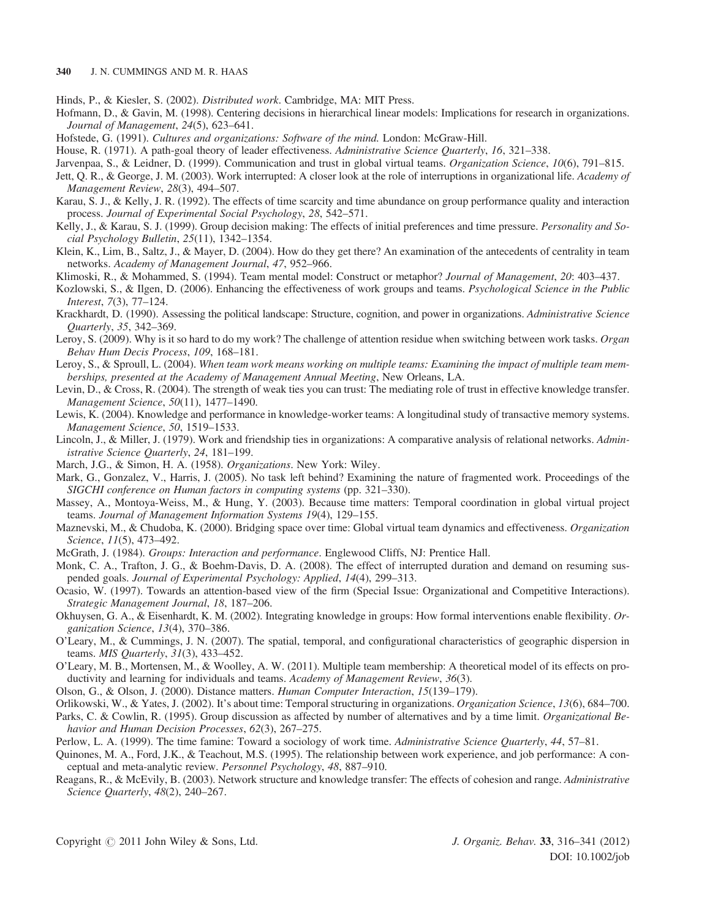Hinds, P., & Kiesler, S. (2002). *Distributed work*. Cambridge, MA: MIT Press.

Hofmann, D., & Gavin, M. (1998). Centering decisions in hierarchical linear models: Implications for research in organizations. *Journal of Management*, *24*(5), 623–641.

Hofstede, G. (1991). *Cultures and organizations: Software of the mind.* London: McGraw-Hill.

House, R. (1971). A path-goal theory of leader effectiveness. *Administrative Science Quarterly*, *16*, 321–338.

Jarvenpaa, S., & Leidner, D. (1999). Communication and trust in global virtual teams. *Organization Science*, *10*(6), 791–815.

Jett, Q. R., & George, J. M. (2003). Work interrupted: A closer look at the role of interruptions in organizational life. *Academy of Management Review*, *28*(3), 494–507.

Karau, S. J., & Kelly, J. R. (1992). The effects of time scarcity and time abundance on group performance quality and interaction process. *Journal of Experimental Social Psychology*, *28*, 542–571.

Kelly, J., & Karau, S. J. (1999). Group decision making: The effects of initial preferences and time pressure. *Personality and Social Psychology Bulletin*, *25*(11), 1342–1354.

Klein, K., Lim, B., Saltz, J., & Mayer, D. (2004). How do they get there? An examination of the antecedents of centrality in team networks. *Academy of Management Journal*, *47*, 952–966.

Klimoski, R., & Mohammed, S. (1994). Team mental model: Construct or metaphor? *Journal of Management*, *20*: 403–437.

Kozlowski, S., & Ilgen, D. (2006). Enhancing the effectiveness of work groups and teams. *Psychological Science in the Public Interest*, *7*(3), 77–124.

Krackhardt, D. (1990). Assessing the political landscape: Structure, cognition, and power in organizations. *Administrative Science Quarterly*, *35*, 342–369.

Leroy, S. (2009). Why is it so hard to do my work? The challenge of attention residue when switching between work tasks. *Organ Behav Hum Decis Process*, *109*, 168–181.

Leroy, S., & Sproull, L. (2004). *When team work means working on multiple teams: Examining the impact of multiple team memberships, presented at the Academy of Management Annual Meeting*, New Orleans, LA.

Levin, D., & Cross, R. (2004). The strength of weak ties you can trust: The mediating role of trust in effective knowledge transfer. *Management Science*, *50*(11), 1477–1490.

Lewis, K. (2004). Knowledge and performance in knowledge-worker teams: A longitudinal study of transactive memory systems. *Management Science*, *50*, 1519–1533.

Lincoln, J., & Miller, J. (1979). Work and friendship ties in organizations: A comparative analysis of relational networks. *Administrative Science Quarterly*, *24*, 181–199.

March, J.G., & Simon, H. A. (1958). *Organizations*. New York: Wiley.

Mark, G., Gonzalez, V., Harris, J. (2005). No task left behind? Examining the nature of fragmented work. Proceedings of the *SIGCHI conference on Human factors in computing systems* (pp. 321–330).

Massey, A., Montoya-Weiss, M., & Hung, Y. (2003). Because time matters: Temporal coordination in global virtual project teams. *Journal of Management Information Systems 19*(4), 129–155.

Maznevski, M., & Chudoba, K. (2000). Bridging space over time: Global virtual team dynamics and effectiveness. *Organization Science*, *11*(5), 473–492.

McGrath, J. (1984). *Groups: Interaction and performance*. Englewood Cliffs, NJ: Prentice Hall.

Monk, C. A., Trafton, J. G., & Boehm-Davis, D. A. (2008). The effect of interrupted duration and demand on resuming suspended goals. *Journal of Experimental Psychology: Applied*, *14*(4), 299–313.

Ocasio, W. (1997). Towards an attention-based view of the firm (Special Issue: Organizational and Competitive Interactions). *Strategic Management Journal*, *18*, 187–206.

Okhuysen, G. A., & Eisenhardt, K. M. (2002). Integrating knowledge in groups: How formal interventions enable flexibility. *Organization Science*, *13*(4), 370–386.

O'Leary, M., & Cummings, J. N. (2007). The spatial, temporal, and configurational characteristics of geographic dispersion in teams. *MIS Quarterly*, *31*(3), 433–452.

O'Leary, M. B., Mortensen, M., & Woolley, A. W. (2011). Multiple team membership: A theoretical model of its effects on productivity and learning for individuals and teams. *Academy of Management Review*, *36*(3).

Olson, G., & Olson, J. (2000). Distance matters. *Human Computer Interaction*, *15*(139–179).

Orlikowski, W., & Yates, J. (2002). It's about time: Temporal structuring in organizations. *Organization Science*, *13*(6), 684–700.

Parks, C. & Cowlin, R. (1995). Group discussion as affected by number of alternatives and by a time limit. *Organizational Behavior and Human Decision Processes*, *62*(3), 267–275.

Perlow, L. A. (1999). The time famine: Toward a sociology of work time. *Administrative Science Quarterly*, *44*, 57–81.

Quinones, M. A., Ford, J.K., & Teachout, M.S. (1995). The relationship between work experience, and job performance: A conceptual and meta-analytic review. *Personnel Psychology*, *48*, 887–910.

Reagans, R., & McEvily, B. (2003). Network structure and knowledge transfer: The effects of cohesion and range. *Administrative Science Quarterly*, *48*(2), 240–267.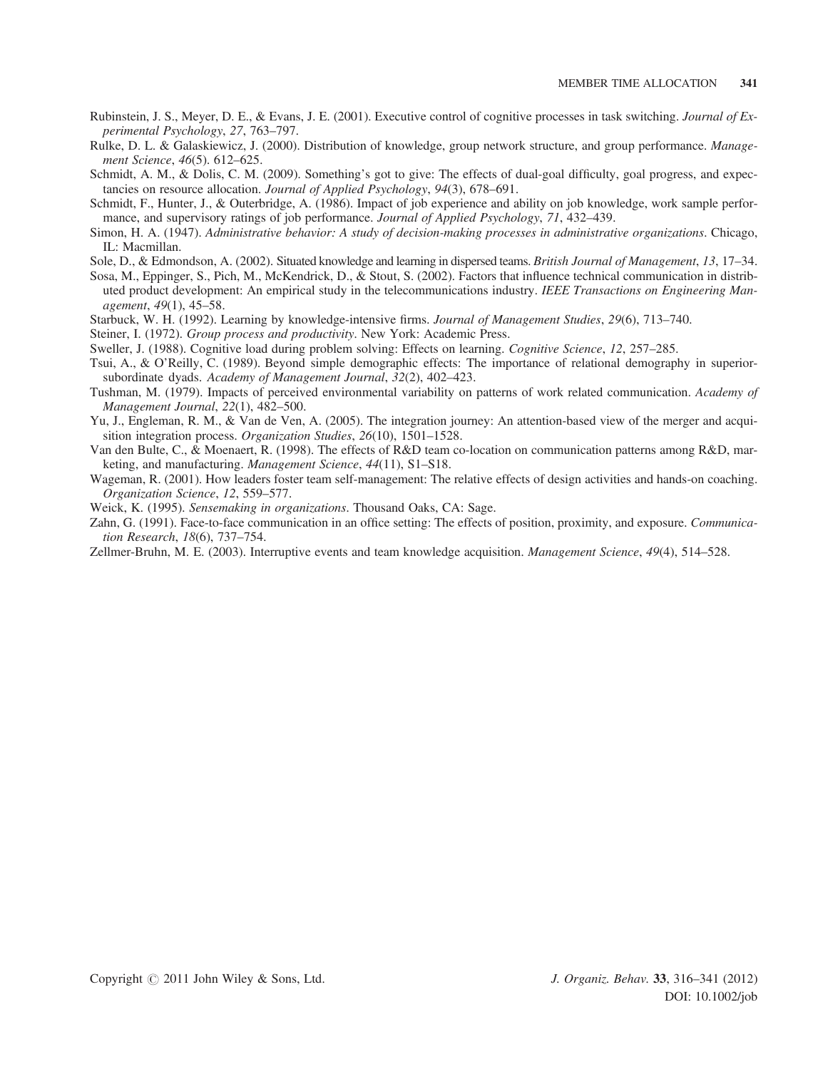Rubinstein, J. S., Meyer, D. E., & Evans, J. E. (2001). Executive control of cognitive processes in task switching. *Journal of Experimental Psychology*, *27*, 763–797.

Rulke, D. L. & Galaskiewicz, J. (2000). Distribution of knowledge, group network structure, and group performance. *Management Science*, *46*(5). 612–625.

Schmidt, A. M., & Dolis, C. M. (2009). Something's got to give: The effects of dual-goal difficulty, goal progress, and expectancies on resource allocation. *Journal of Applied Psychology*, *94*(3), 678–691.

Schmidt, F., Hunter, J., & Outerbridge, A. (1986). Impact of job experience and ability on job knowledge, work sample performance, and supervisory ratings of job performance. *Journal of Applied Psychology*, *71*, 432–439.

Simon, H. A. (1947). *Administrative behavior: A study of decision-making processes in administrative organizations*. Chicago, IL: Macmillan.

Sole, D., & Edmondson, A. (2002). Situated knowledge and learning in dispersed teams. *British Journal of Management*, *13*, 17–34.

Sosa, M., Eppinger, S., Pich, M., McKendrick, D., & Stout, S. (2002). Factors that influence technical communication in distributed product development: An empirical study in the telecommunications industry. *IEEE Transactions on Engineering Management*, *49*(1), 45–58.

Starbuck, W. H. (1992). Learning by knowledge-intensive firms. *Journal of Management Studies*, *29*(6), 713–740.

Steiner, I. (1972). *Group process and productivity*. New York: Academic Press.

Sweller, J. (1988). Cognitive load during problem solving: Effects on learning. *Cognitive Science*, *12*, 257–285.

Tsui, A., & O'Reilly, C. (1989). Beyond simple demographic effects: The importance of relational demography in superior-subordinate dyads. *Academy of Management Journal*, *32*(2), 402–423.

Tushman, M. (1979). Impacts of perceived environmental variability on patterns of work related communication. *Academy of Management Journal*, *22*(1), 482–500.

Yu, J., Engleman, R. M., & Van de Ven, A. (2005). The integration journey: An attention-based view of the merger and acquisition integration process. *Organization Studies*, *26*(10), 1501–1528.

Van den Bulte, C., & Moenaert, R. (1998). The effects of R&D team co-location on communication patterns among R&D, marketing, and manufacturing. *Management Science*, *44*(11), S1–S18.

Wageman, R. (2001). How leaders foster team self-management: The relative effects of design activities and hands-on coaching. *Organization Science*, *12*, 559–577.

Weick, K. (1995). *Sensemaking in organizations*. Thousand Oaks, CA: Sage.

Zahn, G. (1991). Face-to-face communication in an office setting: The effects of position, proximity, and exposure. *Communication Research*, *18*(6), 737–754.

Zellmer-Bruhn, M. E. (2003). Interruptive events and team knowledge acquisition. *Management Science*, *49*(4), 514–528.